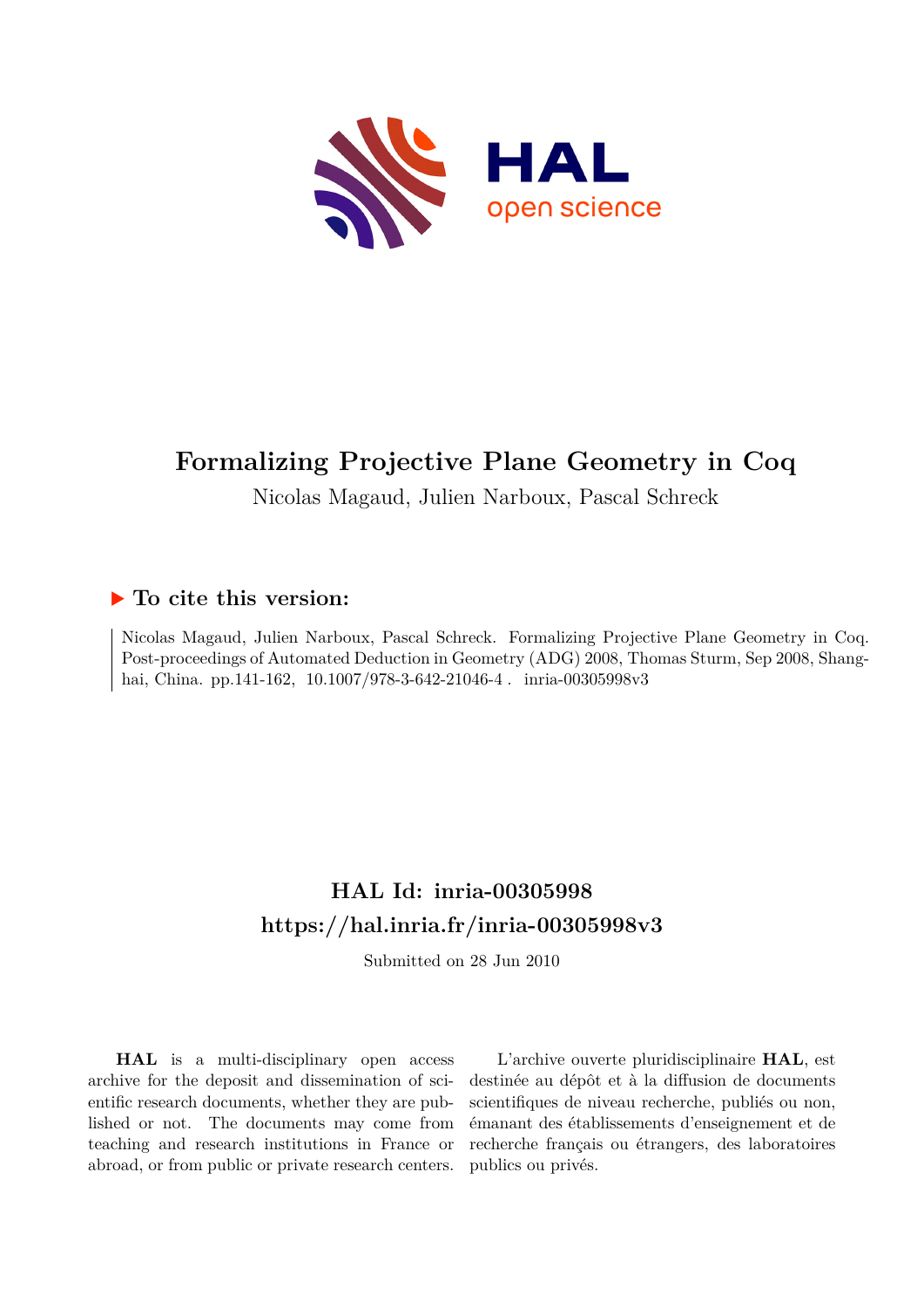# Formalizing Projective Plane Geometry in Coq

Nicolas Magaud, Julien Narboux, Pascal Schreck

## ▶ To cite this version:

Nicolas Magaud, Julien Narboux, Pascal Schreck. Formalizing Projective Plane Geometry in Coq. Post-proceedings of Automated Deduction in Geometry (ADG) 2008, Thomas Sturm, Sep 2008, Shanghai, China. pp.141-162, 10.1007/978-3-642-21046-4. inria-00305998v3

## HAL Id: inria-00305998
## https://hal.inria.fr/inria-00305998v3

Submitted on 28 Jun 2010

**HAL** is a multi-disciplinary open access archive for the deposit and dissemination of scientific research documents, whether they are published or not. The documents may come from teaching and research institutions in France or abroad, or from public or private research centers.

L'archive ouverte pluridisciplinaire **HAL**, est destinée au dépôt et à la diffusion de documents scientifiques de niveau recherche, publiés ou non, émanant des établissements d'enseignement et de recherche français ou étrangers, des laboratoires publics ou privés.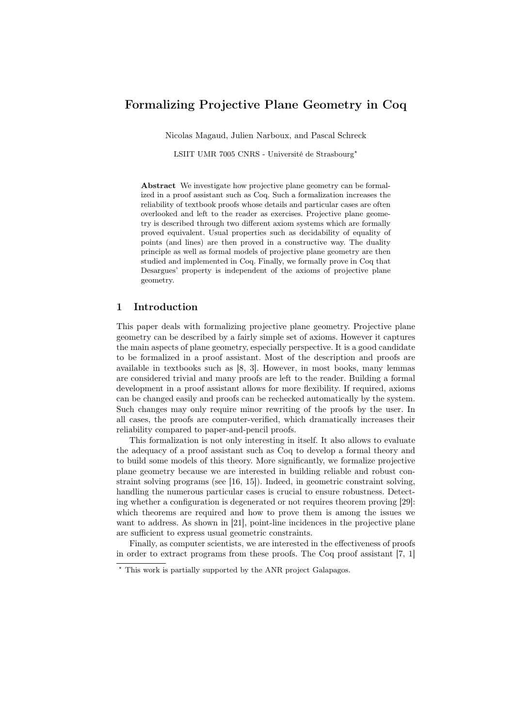# Formalizing Projective Plane Geometry in Coq

Nicolas Magaud, Julien Narboux, and Pascal Schreck

LSIIT UMR 7005 CNRS - Université de Strasbourg*

**Abstract** We investigate how projective plane geometry can be formalized in a proof assistant such as Coq. Such a formalization increases the reliability of textbook proofs whose details and particular cases are often overlooked and left to the reader as exercises. Projective plane geometry is described through two different axiom systems which are formally proved equivalent. Usual properties such as decidability of equality of points (and lines) are then proved in a constructive way. The duality principle as well as formal models of projective plane geometry are then studied and implemented in Coq. Finally, we formally prove in Coq that Desargues' property is independent of the axioms of projective plane geometry.

## 1 Introduction

This paper deals with formalizing projective plane geometry. Projective plane geometry can be described by a fairly simple set of axioms. However it captures the main aspects of plane geometry, especially perspective. It is a good candidate to be formalized in a proof assistant. Most of the description and proofs are available in textbooks such as [8, 3]. However, in most books, many lemmas are considered trivial and many proofs are left to the reader. Building a formal development in a proof assistant allows for more flexibility. If required, axioms can be changed easily and proofs can be rechecked automatically by the system. Such changes may only require minor rewriting of the proofs by the user. In all cases, the proofs are computer-verified, which dramatically increases their reliability compared to paper-and-pencil proofs.

This formalization is not only interesting in itself. It also allows to evaluate the adequacy of a proof assistant such as Coq to develop a formal theory and to build some models of this theory. More significantly, we formalize projective plane geometry because we are interested in building reliable and robust constraint solving programs (see [16, 15]). Indeed, in geometric constraint solving, handling the numerous particular cases is crucial to ensure robustness. Detecting whether a configuration is degenerated or not requires theorem proving [29]: which theorems are required and how to prove them is among the issues we want to address. As shown in [21], point-line incidences in the projective plane are sufficient to express usual geometric constraints.

Finally, as computer scientists, we are interested in the effectiveness of proofs in order to extract programs from these proofs. The Coq proof assistant [7, 1]

* This work is partially supported by the ANR project Galapagos.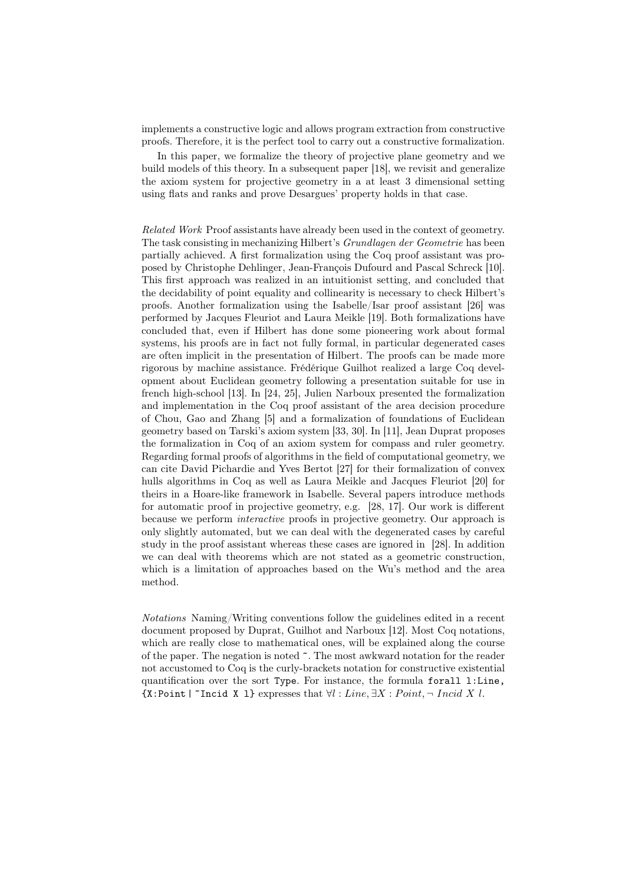implements a constructive logic and allows program extraction from constructive proofs. Therefore, it is the perfect tool to carry out a constructive formalization.

In this paper, we formalize the theory of projective plane geometry and we build models of this theory. In a subsequent paper [18], we revisit and generalize the axiom system for projective geometry in a at least 3 dimensional setting using flats and ranks and prove Desargues' property holds in that case.

*Related Work* Proof assistants have already been used in the context of geometry. The task consisting in mechanizing Hilbert's *Grundlagen der Geometrie* has been partially achieved. A first formalization using the Coq proof assistant was proposed by Christophe Dehlinger, Jean-François Dufourd and Pascal Schreck [10]. This first approach was realized in an intuitionist setting, and concluded that the decidability of point equality and collinearity is necessary to check Hilbert's proofs. Another formalization using the Isabelle/Isar proof assistant [26] was performed by Jacques Fleuriot and Laura Meikle [19]. Both formalizations have concluded that, even if Hilbert has done some pioneering work about formal systems, his proofs are in fact not fully formal, in particular degenerated cases are often implicit in the presentation of Hilbert. The proofs can be made more rigorous by machine assistance. Frédérique Guilhot realized a large Coq development about Euclidean geometry following a presentation suitable for use in french high-school [13]. In [24, 25], Julien Narboux presented the formalization and implementation in the Coq proof assistant of the area decision procedure of Chou, Gao and Zhang [5] and a formalization of foundations of Euclidean geometry based on Tarski's axiom system [33, 30]. In [11], Jean Duprat proposes the formalization in Coq of an axiom system for compass and ruler geometry. Regarding formal proofs of algorithms in the field of computational geometry, we can cite David Pichardie and Yves Bertot [27] for their formalization of convex hulls algorithms in Coq as well as Laura Meikle and Jacques Fleuriot [20] for theirs in a Hoare-like framework in Isabelle. Several papers introduce methods for automatic proof in projective geometry, e.g. [28, 17]. Our work is different because we perform *interactive* proofs in projective geometry. Our approach is only slightly automated, but we can deal with the degenerated cases by careful study in the proof assistant whereas these cases are ignored in [28]. In addition we can deal with theorems which are not stated as a geometric construction, which is a limitation of approaches based on the Wu's method and the area method.

*Notations* Naming/Writing conventions follow the guidelines edited in a recent document proposed by Duprat, Guilhot and Narboux [12]. Most Coq notations, which are really close to mathematical ones, will be explained along the course of the paper. The negation is noted `~`. The most awkward notation for the reader not accustomed to Coq is the curly-brackets notation for constructive existential quantification over the sort `Type`. For instance, the formula `forall l:Line, {X:Point | ~Incid X l}` expresses that $\forall l : Line, \exists X : Point, \neg\ Incid\ X\ l$.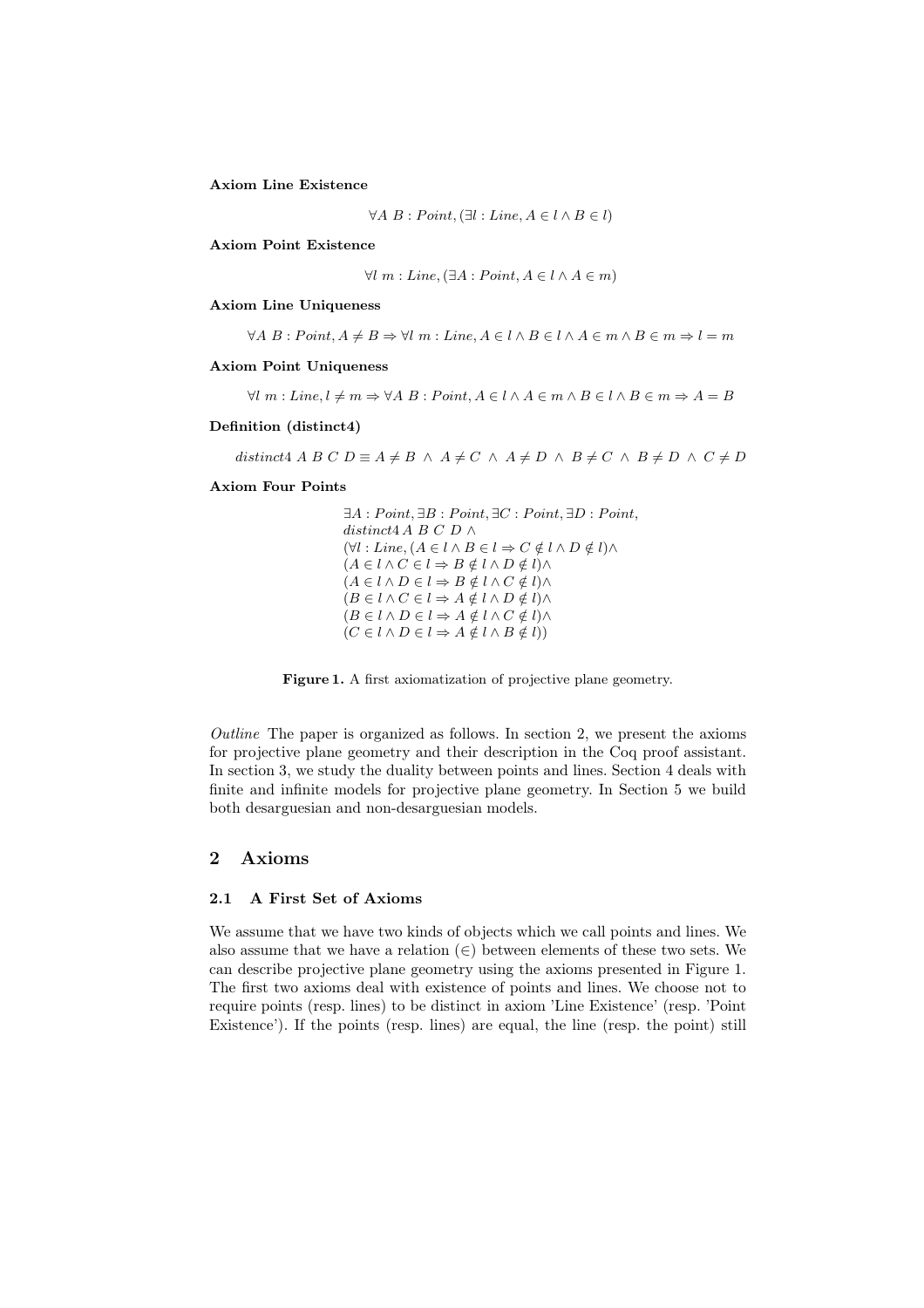**Axiom Line Existence**

$$\forall A\ B : Point, (\exists l : Line, A \in l \wedge B \in l)$$

**Axiom Point Existence**

$$\forall l\ m : Line, (\exists A : Point, A \in l \wedge A \in m)$$

**Axiom Line Uniqueness**

$$\forall A\ B : Point, A \neq B \Rightarrow \forall l\ m : Line, A \in l \wedge B \in l \wedge A \in m \wedge B \in m \Rightarrow l = m$$

**Axiom Point Uniqueness**

$$\forall l\ m : Line, l \neq m \Rightarrow \forall A\ B : Point, A \in l \wedge A \in m \wedge B \in l \wedge B \in m \Rightarrow A = B$$

**Definition (distinct4)**

$$distinct4\ A\ B\ C\ D \equiv A \neq B\ \wedge\ A \neq C\ \wedge\ A \neq D\ \wedge\ B \neq C\ \wedge\ B \neq D\ \wedge\ C \neq D$$

**Axiom Four Points**

$$\begin{array}{l}
\exists A : Point, \exists B : Point, \exists C : Point, \exists D : Point, \\
distinct4\ A\ B\ C\ D\ \wedge \\
(\forall l : Line, (A \in l \wedge B \in l \Rightarrow C \notin l \wedge D \notin l) \wedge \\
(A \in l \wedge C \in l \Rightarrow B \notin l \wedge D \notin l) \wedge \\
(A \in l \wedge D \in l \Rightarrow B \notin l \wedge C \notin l) \wedge \\
(B \in l \wedge C \in l \Rightarrow A \notin l \wedge D \notin l) \wedge \\
(B \in l \wedge D \in l \Rightarrow A \notin l \wedge C \notin l) \wedge \\
(C \in l \wedge D \in l \Rightarrow A \notin l \wedge B \notin l))
\end{array}$$

**Figure 1.** A first axiomatization of projective plane geometry.

*Outline* The paper is organized as follows. In section 2, we present the axioms for projective plane geometry and their description in the Coq proof assistant. In section 3, we study the duality between points and lines. Section 4 deals with finite and infinite models for projective plane geometry. In Section 5 we build both desarguesian and non-desarguesian models.

## 2 Axioms

### 2.1 A First Set of Axioms

We assume that we have two kinds of objects which we call points and lines. We also assume that we have a relation ($\in$) between elements of these two sets. We can describe projective plane geometry using the axioms presented in Figure 1. The first two axioms deal with existence of points and lines. We choose not to require points (resp. lines) to be distinct in axiom 'Line Existence' (resp. 'Point Existence'). If the points (resp. lines) are equal, the line (resp. the point) still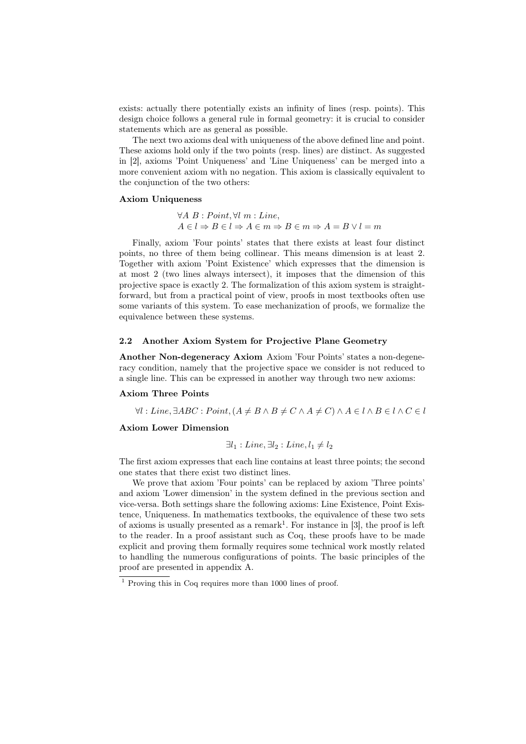exists: actually there potentially exists an infinity of lines (resp. points). This design choice follows a general rule in formal geometry: it is crucial to consider statements which are as general as possible.

The next two axioms deal with uniqueness of the above defined line and point. These axioms hold only if the two points (resp. lines) are distinct. As suggested in [2], axioms 'Point Uniqueness' and 'Line Uniqueness' can be merged into a more convenient axiom with no negation. This axiom is classically equivalent to the conjunction of the two others:

**Axiom Uniqueness**

$$\forall A\ B : Point, \forall l\ m : Line,$$
$$A \in l \Rightarrow B \in l \Rightarrow A \in m \Rightarrow B \in m \Rightarrow A = B \lor l = m$$

Finally, axiom 'Four points' states that there exists at least four distinct points, no three of them being collinear. This means dimension is at least 2. Together with axiom 'Point Existence' which expresses that the dimension is at most 2 (two lines always intersect), it imposes that the dimension of this projective space is exactly 2. The formalization of this axiom system is straightforward, but from a practical point of view, proofs in most textbooks often use some variants of this system. To ease mechanization of proofs, we formalize the equivalence between these systems.

### 2.2 Another Axiom System for Projective Plane Geometry

**Another Non-degeneracy Axiom** Axiom 'Four Points' states a non-degeneracy condition, namely that the projective space we consider is not reduced to a single line. This can be expressed in another way through two new axioms:

**Axiom Three Points**

$$\forall l : Line, \exists ABC : Point, (A \neq B \land B \neq C \land A \neq C) \land A \in l \land B \in l \land C \in l$$

**Axiom Lower Dimension**

$$\exists l_1 : Line, \exists l_2 : Line, l_1 \neq l_2$$

The first axiom expresses that each line contains at least three points; the second one states that there exist two distinct lines.

We prove that axiom 'Four points' can be replaced by axiom 'Three points' and axiom 'Lower dimension' in the system defined in the previous section and vice-versa. Both settings share the following axioms: Line Existence, Point Existence, Uniqueness. In mathematics textbooks, the equivalence of these two sets of axioms is usually presented as a remark[1]. For instance in [3], the proof is left to the reader. In a proof assistant such as Coq, these proofs have to be made explicit and proving them formally requires some technical work mostly related to handling the numerous configurations of points. The basic principles of the proof are presented in appendix A.

[1] Proving this in Coq requires more than 1000 lines of proof.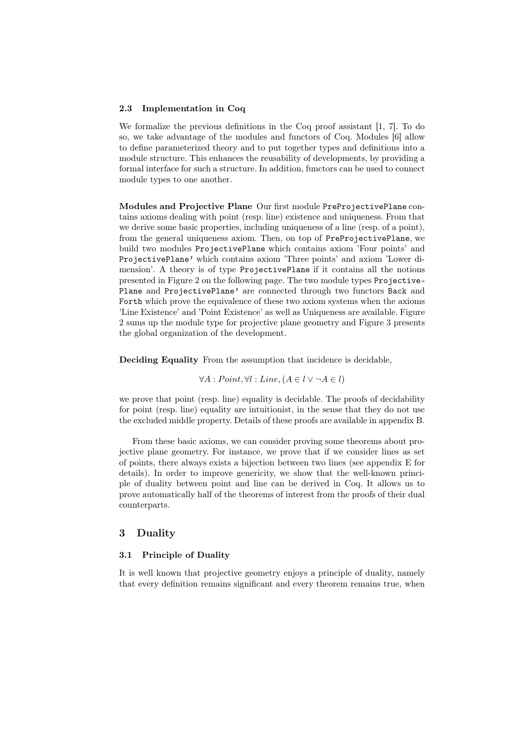### 2.3 Implementation in Coq

We formalize the previous definitions in the Coq proof assistant [1, 7]. To do so, we take advantage of the modules and functors of Coq. Modules [6] allow to define parameterized theory and to put together types and definitions into a module structure. This enhances the reusability of developments, by providing a formal interface for such a structure. In addition, functors can be used to connect module types to one another.

**Modules and Projective Plane** Our first module `PreProjectivePlane` contains axioms dealing with point (resp. line) existence and uniqueness. From that we derive some basic properties, including uniqueness of a line (resp. of a point), from the general uniqueness axiom. Then, on top of `PreProjectivePlane`, we build two modules `ProjectivePlane` which contains axiom 'Four points' and `ProjectivePlane'` which contains axiom 'Three points' and axiom 'Lower dimension'. A theory is of type `ProjectivePlane` if it contains all the notions presented in Figure 2 on the following page. The two module types `ProjectivePlane` and `ProjectivePlane'` are connected through two functors `Back` and `Forth` which prove the equivalence of these two axiom systems when the axioms 'Line Existence' and 'Point Existence' as well as Uniqueness are available. Figure 2 sums up the module type for projective plane geometry and Figure 3 presents the global organization of the development.

**Deciding Equality** From the assumption that incidence is decidable,

$$\forall A : Point, \forall l : Line, (A \in l \vee \neg A \in l)$$

we prove that point (resp. line) equality is decidable. The proofs of decidability for point (resp. line) equality are intuitionist, in the sense that they do not use the excluded middle property. Details of these proofs are available in appendix B.

From these basic axioms, we can consider proving some theorems about projective plane geometry. For instance, we prove that if we consider lines as set of points, there always exists a bijection between two lines (see appendix E for details). In order to improve genericity, we show that the well-known principle of duality between point and line can be derived in Coq. It allows us to prove automatically half of the theorems of interest from the proofs of their dual counterparts.

## 3 Duality

### 3.1 Principle of Duality

It is well known that projective geometry enjoys a principle of duality, namely that every definition remains significant and every theorem remains true, when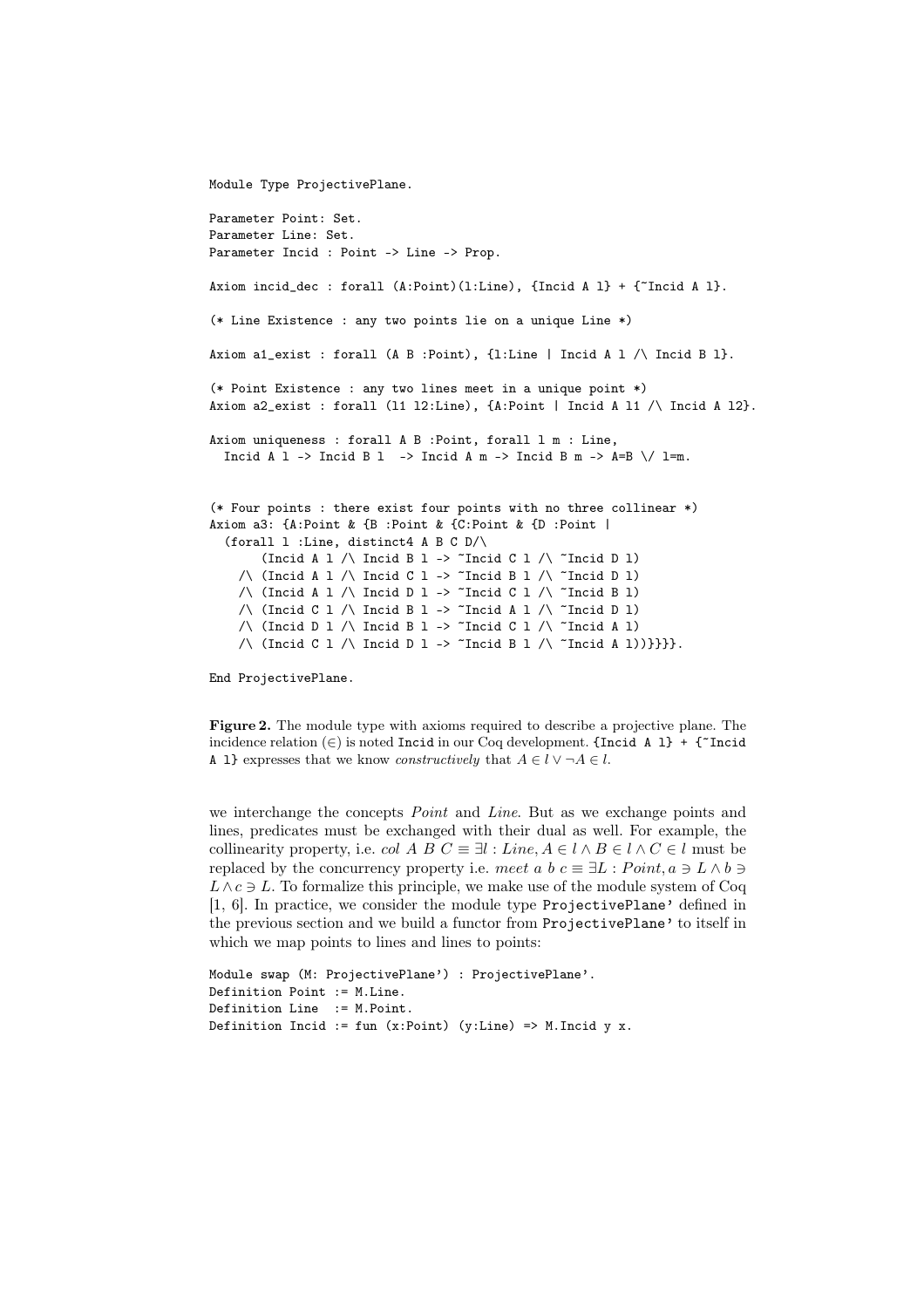```
Module Type ProjectivePlane.

Parameter Point: Set.
Parameter Line: Set.
Parameter Incid : Point -> Line -> Prop.

Axiom incid_dec : forall (A:Point)(l:Line), {Incid A l} + {~Incid A l}.

(* Line Existence : any two points lie on a unique Line *)

Axiom a1_exist : forall (A B :Point), {l:Line | Incid A l /\ Incid B l}.

(* Point Existence : any two lines meet in a unique point *)
Axiom a2_exist : forall (l1 l2:Line), {A:Point | Incid A l1 /\ Incid A l2}.

Axiom uniqueness : forall A B :Point, forall l m : Line,
  Incid A l -> Incid B l  -> Incid A m -> Incid B m -> A=B \/ l=m.


(* Four points : there exist four points with no three collinear *)
Axiom a3: {A:Point & {B :Point & {C:Point & {D :Point |
  (forall l :Line, distinct4 A B C D/\
       (Incid A l /\ Incid B l -> ~Incid C l /\ ~Incid D l)
    /\ (Incid A l /\ Incid C l -> ~Incid B l /\ ~Incid D l)
    /\ (Incid A l /\ Incid D l -> ~Incid C l /\ ~Incid B l)
    /\ (Incid C l /\ Incid B l -> ~Incid A l /\ ~Incid D l)
    /\ (Incid D l /\ Incid B l -> ~Incid C l /\ ~Incid A l)
    /\ (Incid C l /\ Incid D l -> ~Incid B l /\ ~Incid A l))}}}}.

End ProjectivePlane.
```

**Figure 2.** The module type with axioms required to describe a projective plane. The incidence relation ($\in$) is noted `Incid` in our Coq development. `{Incid A l} + {~Incid A l}` expresses that we know *constructively* that $A \in l \vee \neg A \in l$.

we interchange the concepts *Point* and *Line*. But as we exchange points and lines, predicates must be exchanged with their dual as well. For example, the collinearity property, i.e. $col\ A\ B\ C \equiv \exists l : Line, A \in l \wedge B \in l \wedge C \in l$ must be replaced by the concurrency property i.e. $meet\ a\ b\ c \equiv \exists L : Point, a \ni L \wedge b \ni L \wedge c \ni L$. To formalize this principle, we make use of the module system of Coq [1, 6]. In practice, we consider the module type `ProjectivePlane'` defined in the previous section and we build a functor from `ProjectivePlane'` to itself in which we map points to lines and lines to points:

```
Module swap (M: ProjectivePlane') : ProjectivePlane'.
Definition Point := M.Line.
Definition Line  := M.Point.
Definition Incid := fun (x:Point) (y:Line) => M.Incid y x.
```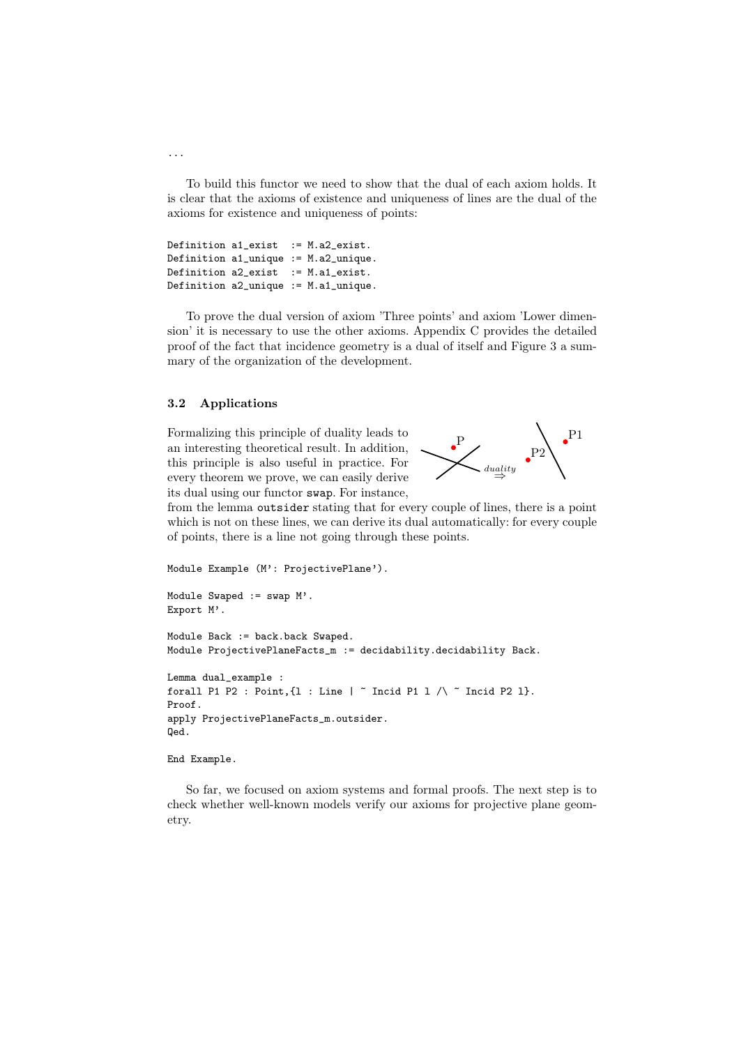...

To build this functor we need to show that the dual of each axiom holds. It is clear that the axioms of existence and uniqueness of lines are the dual of the axioms for existence and uniqueness of points:

```
Definition a1_exist  := M.a2_exist.
Definition a1_unique := M.a2_unique.
Definition a2_exist  := M.a1_exist.
Definition a2_unique := M.a1_unique.
```

To prove the dual version of axiom 'Three points' and axiom 'Lower dimension' it is necessary to use the other axioms. Appendix C provides the detailed proof of the fact that incidence geometry is a dual of itself and Figure 3 a summary of the organization of the development.

### 3.2 Applications

Formalizing this principle of duality leads to an interesting theoretical result. In addition, this principle is also useful in practice. For every theorem we prove, we can easily derive its dual using our functor `swap`. For instance, from the lemma `outsider` stating that for every couple of lines, there is a point which is not on these lines, we can derive its dual automatically: for every couple of points, there is a line not going through these points.

```
Module Example (M': ProjectivePlane').

Module Swaped := swap M'.
Export M'.

Module Back := back.back Swaped.
Module ProjectivePlaneFacts_m := decidability.decidability Back.

Lemma dual_example :
forall P1 P2 : Point,{l : Line | ~ Incid P1 l /\ ~ Incid P2 l}.
Proof.
apply ProjectivePlaneFacts_m.outsider.
Qed.

End Example.
```

So far, we focused on axiom systems and formal proofs. The next step is to check whether well-known models verify our axioms for projective plane geometry.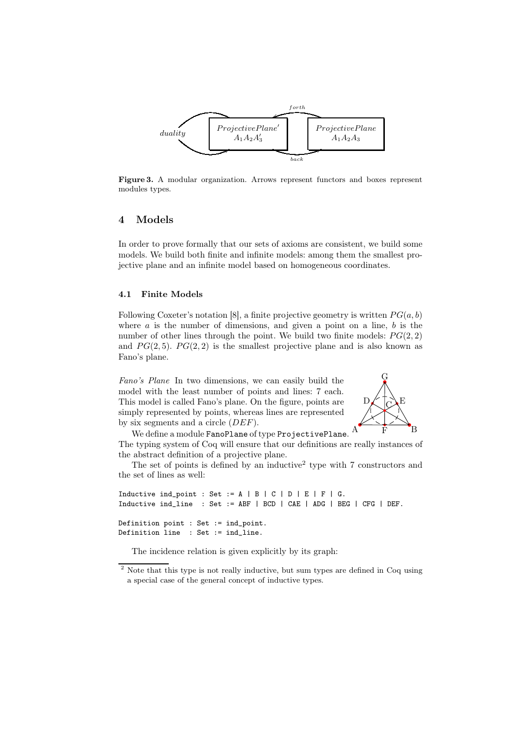**Figure 3.** A modular organization. Arrows represent functors and boxes represent modules types.

## 4 Models

In order to prove formally that our sets of axioms are consistent, we build some models. We build both finite and infinite models: among them the smallest projective plane and an infinite model based on homogeneous coordinates.

### 4.1 Finite Models

Following Coxeter's notation [8], a finite projective geometry is written $PG(a, b)$ where $a$ is the number of dimensions, and given a point on a line, $b$ is the number of other lines through the point. We build two finite models: $PG(2, 2)$ and $PG(2, 5)$. $PG(2, 2)$ is the smallest projective plane and is also known as Fano's plane.

*Fano's Plane* In two dimensions, we can easily build the model with the least number of points and lines: 7 each. This model is called Fano's plane. On the figure, points are simply represented by points, whereas lines are represented by six segments and a circle $(DEF)$.

We define a module `FanoPlane` of type `ProjectivePlane`. The typing system of Coq will ensure that our definitions are really instances of the abstract definition of a projective plane.

The set of points is defined by an inductive[2] type with 7 constructors and the set of lines as well:

```
Inductive ind_point : Set := A | B | C | D | E | F | G.
Inductive ind_line  : Set := ABF | BCD | CAE | ADG | BEG | CFG | DEF.

Definition point : Set := ind_point.
Definition line  : Set := ind_line.
```

The incidence relation is given explicitly by its graph:

[2] Note that this type is not really inductive, but sum types are defined in Coq using a special case of the general concept of inductive types.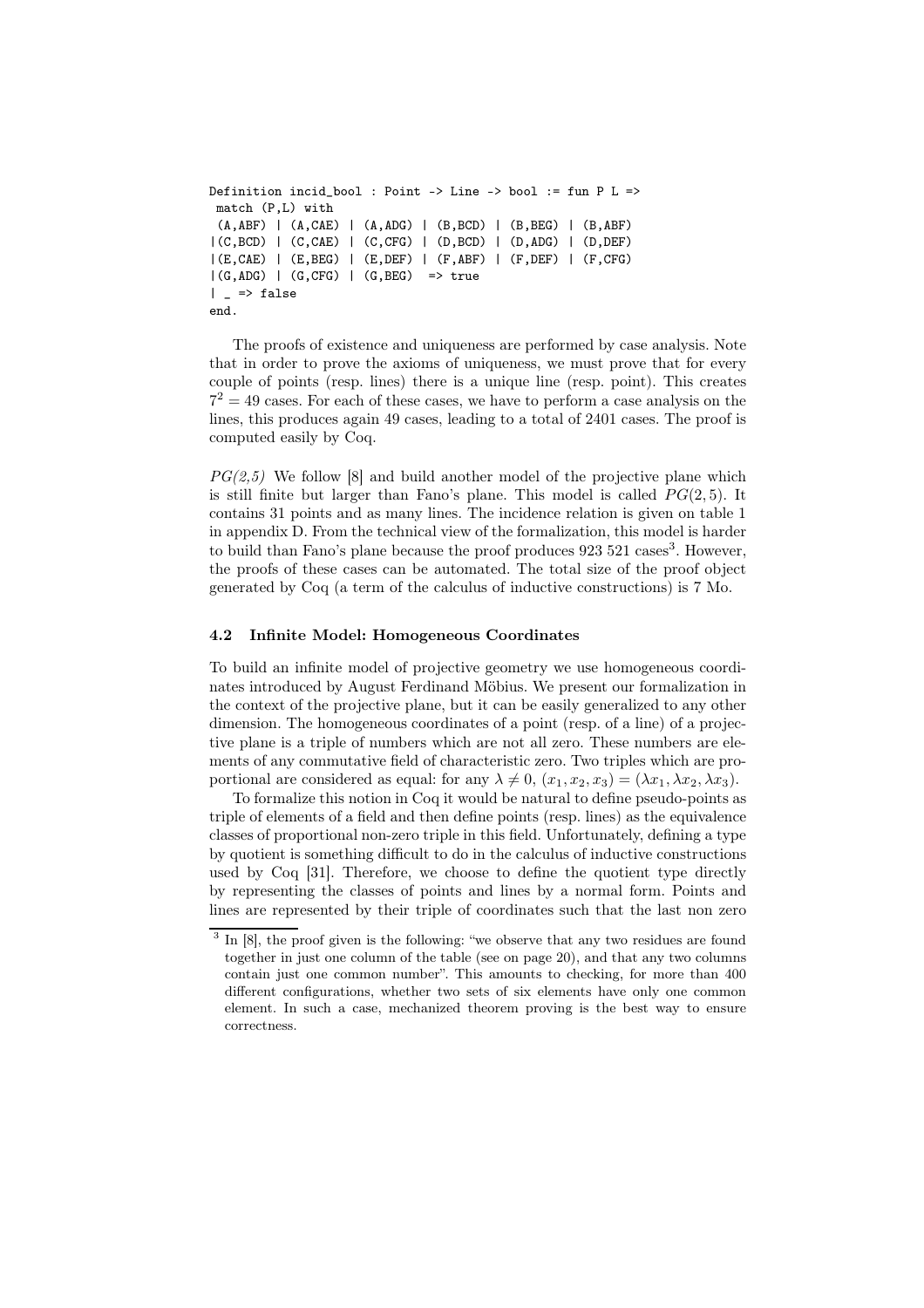```
Definition incid_bool : Point -> Line -> bool := fun P L =>
 match (P,L) with
 (A,ABF) | (A,CAE) | (A,ADG) | (B,BCD) | (B,BEG) | (B,ABF)
|(C,BCD) | (C,CAE) | (C,CFG) | (D,BCD) | (D,ADG) | (D,DEF)
|(E,CAE) | (E,BEG) | (E,DEF) | (F,ABF) | (F,DEF) | (F,CFG)
|(G,ADG) | (G,CFG) | (G,BEG)  => true
| _ => false
end.
```

The proofs of existence and uniqueness are performed by case analysis. Note that in order to prove the axioms of uniqueness, we must prove that for every couple of points (resp. lines) there is a unique line (resp. point). This creates $7^2 = 49$ cases. For each of these cases, we have to perform a case analysis on the lines, this produces again 49 cases, leading to a total of 2401 cases. The proof is computed easily by Coq.

*PG(2,5)* We follow [8] and build another model of the projective plane which is still finite but larger than Fano's plane. This model is called $PG(2,5)$. It contains 31 points and as many lines. The incidence relation is given on table 1 in appendix D. From the technical view of the formalization, this model is harder to build than Fano's plane because the proof produces 923 521 cases[3]. However, the proofs of these cases can be automated. The total size of the proof object generated by Coq (a term of the calculus of inductive constructions) is 7 Mo.

### 4.2 Infinite Model: Homogeneous Coordinates

To build an infinite model of projective geometry we use homogeneous coordinates introduced by August Ferdinand Möbius. We present our formalization in the context of the projective plane, but it can be easily generalized to any other dimension. The homogeneous coordinates of a point (resp. of a line) of a projective plane is a triple of numbers which are not all zero. These numbers are elements of any commutative field of characteristic zero. Two triples which are proportional are considered as equal: for any $\lambda \neq 0$, $(x_1, x_2, x_3) = (\lambda x_1, \lambda x_2, \lambda x_3)$.

To formalize this notion in Coq it would be natural to define pseudo-points as triple of elements of a field and then define points (resp. lines) as the equivalence classes of proportional non-zero triple in this field. Unfortunately, defining a type by quotient is something difficult to do in the calculus of inductive constructions used by Coq [31]. Therefore, we choose to define the quotient type directly by representing the classes of points and lines by a normal form. Points and lines are represented by their triple of coordinates such that the last non zero

[3] In [8], the proof given is the following: "we observe that any two residues are found together in just one column of the table (see on page 20), and that any two columns contain just one common number". This amounts to checking, for more than 400 different configurations, whether two sets of six elements have only one common element. In such a case, mechanized theorem proving is the best way to ensure correctness.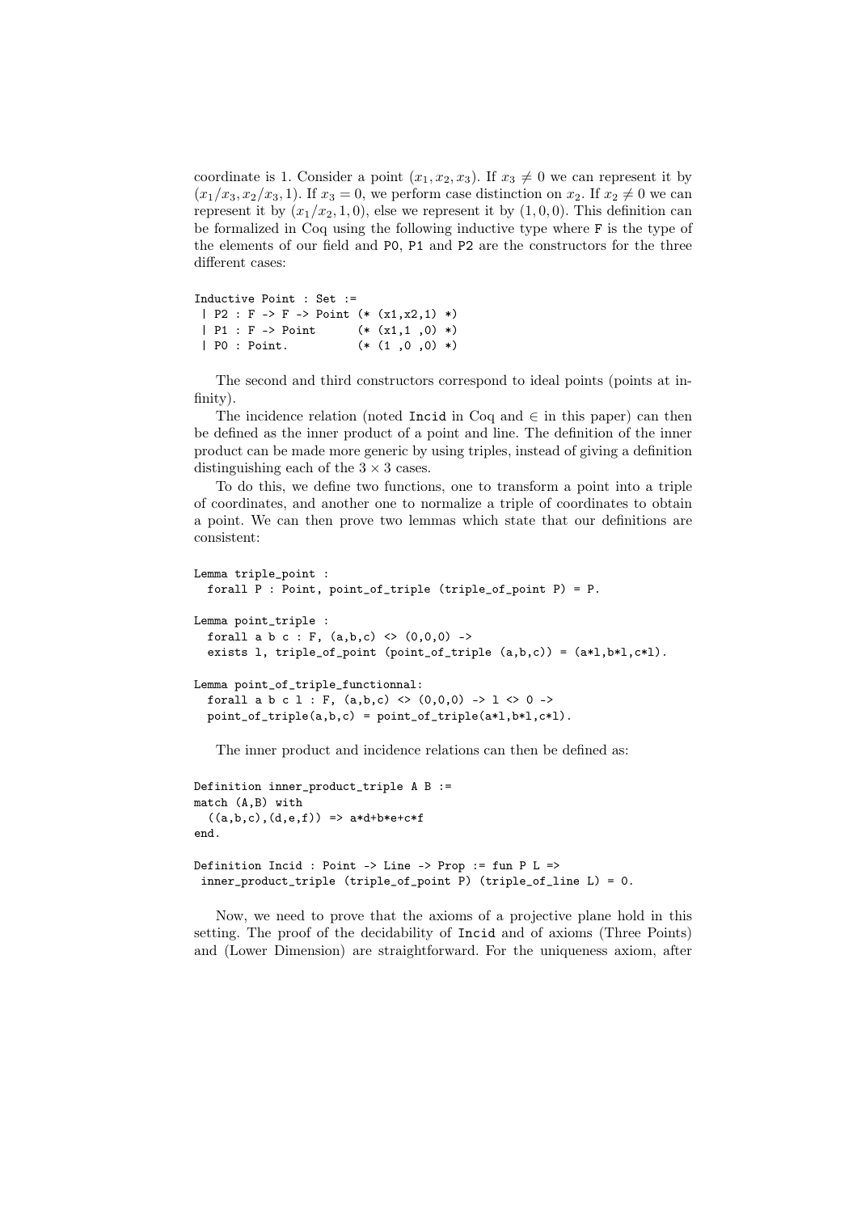coordinate is 1. Consider a point $(x_1, x_2, x_3)$. If $x_3 \neq 0$ we can represent it by $(x_1/x_3, x_2/x_3, 1)$. If $x_3 = 0$, we perform case distinction on $x_2$. If $x_2 \neq 0$ we can represent it by $(x_1/x_2, 1, 0)$, else we represent it by $(1, 0, 0)$. This definition can be formalized in Coq using the following inductive type where F is the type of the elements of our field and P0, P1 and P2 are the constructors for the three different cases:

```
Inductive Point : Set :=
 | P2 : F -> F -> Point (* (x1,x2,1) *)
 | P1 : F -> Point      (* (x1,1 ,0) *)
 | P0 : Point.          (* (1 ,0 ,0) *)
```

The second and third constructors correspond to ideal points (points at infinity).

The incidence relation (noted Incid in Coq and $\in$ in this paper) can then be defined as the inner product of a point and line. The definition of the inner product can be made more generic by using triples, instead of giving a definition distinguishing each of the $3 \times 3$ cases.

To do this, we define two functions, one to transform a point into a triple of coordinates, and another one to normalize a triple of coordinates to obtain a point. We can then prove two lemmas which state that our definitions are consistent:

```
Lemma triple_point :
  forall P : Point, point_of_triple (triple_of_point P) = P.

Lemma point_triple :
  forall a b c : F, (a,b,c) <> (0,0,0) ->
  exists l, triple_of_point (point_of_triple (a,b,c)) = (a*l,b*l,c*l).

Lemma point_of_triple_functionnal:
  forall a b c l : F, (a,b,c) <> (0,0,0) -> l <> 0 ->
  point_of_triple(a,b,c) = point_of_triple(a*l,b*l,c*l).
```

The inner product and incidence relations can then be defined as:

```
Definition inner_product_triple A B :=
match (A,B) with
  ((a,b,c),(d,e,f)) => a*d+b*e+c*f
end.

Definition Incid : Point -> Line -> Prop := fun P L =>
 inner_product_triple (triple_of_point P) (triple_of_line L) = 0.
```

Now, we need to prove that the axioms of a projective plane hold in this setting. The proof of the decidability of Incid and of axioms (Three Points) and (Lower Dimension) are straightforward. For the uniqueness axiom, after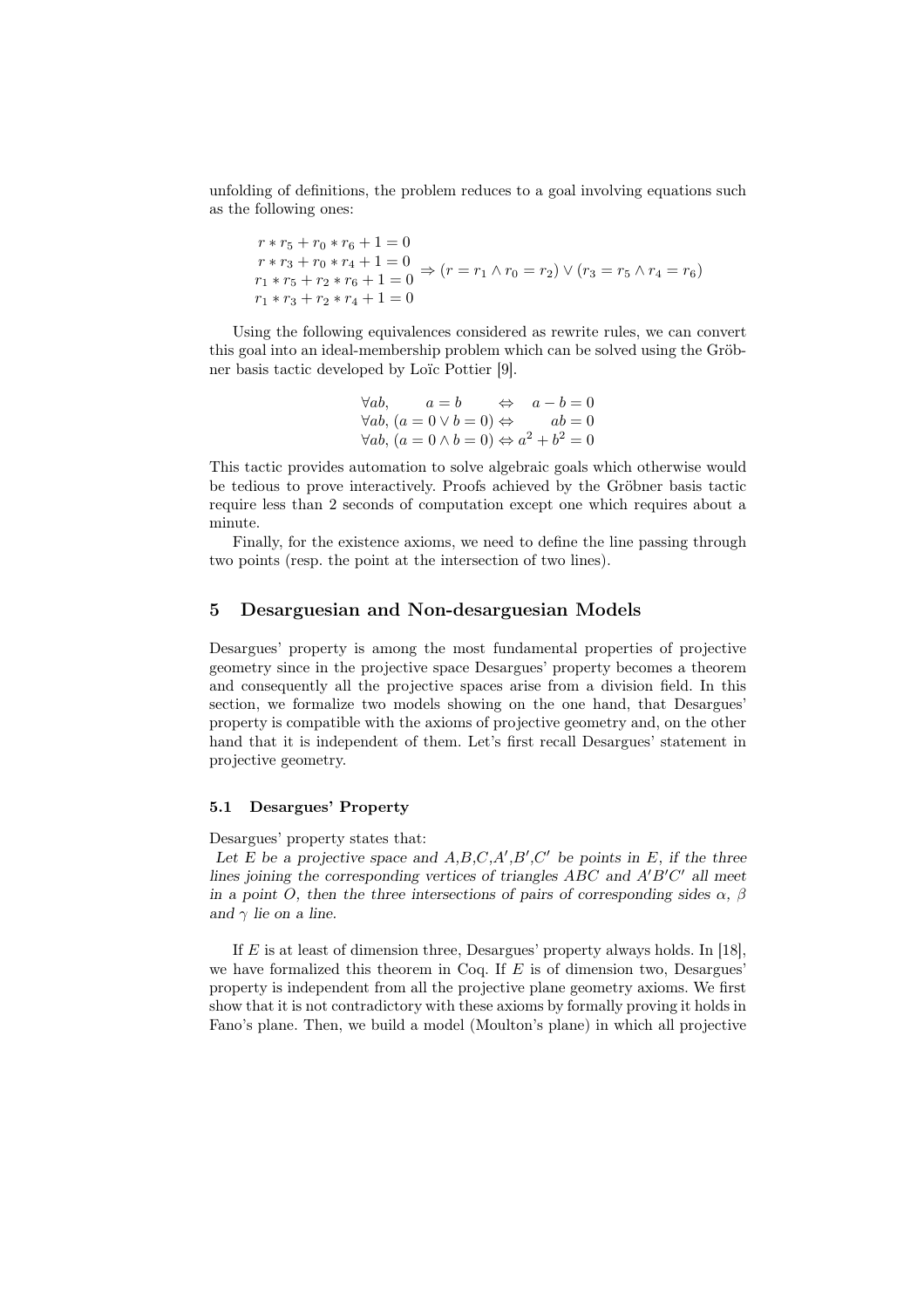unfolding of definitions, the problem reduces to a goal involving equations such as the following ones:

$$\begin{array}{l} r*r_5 + r_0*r_6 + 1 = 0 \\ r*r_3 + r_0*r_4 + 1 = 0 \\ r_1*r_5 + r_2*r_6 + 1 = 0 \\ r_1*r_3 + r_2*r_4 + 1 = 0 \end{array} \Rightarrow (r = r_1 \wedge r_0 = r_2) \vee (r_3 = r_5 \wedge r_4 = r_6)$$

Using the following equivalences considered as rewrite rules, we can convert this goal into an ideal-membership problem which can be solved using the Gröbner basis tactic developed by Loïc Pottier [9].

$$\begin{array}{lcl} \forall ab, \quad a = b & \Leftrightarrow & a - b = 0 \\ \forall ab, (a = 0 \vee b = 0) & \Leftrightarrow & ab = 0 \\ \forall ab, (a = 0 \wedge b = 0) & \Leftrightarrow & a^2 + b^2 = 0 \end{array}$$

This tactic provides automation to solve algebraic goals which otherwise would be tedious to prove interactively. Proofs achieved by the Gröbner basis tactic require less than 2 seconds of computation except one which requires about a minute.

Finally, for the existence axioms, we need to define the line passing through two points (resp. the point at the intersection of two lines).

## 5 Desarguesian and Non-desarguesian Models

Desargues' property is among the most fundamental properties of projective geometry since in the projective space Desargues' property becomes a theorem and consequently all the projective spaces arise from a division field. In this section, we formalize two models showing on the one hand, that Desargues' property is compatible with the axioms of projective geometry and, on the other hand that it is independent of them. Let's first recall Desargues' statement in projective geometry.

### 5.1 Desargues' Property

Desargues' property states that:

*Let $E$ be a projective space and $A$,$B$,$C$,$A'$,$B'$,$C'$ be points in $E$, if the three lines joining the corresponding vertices of triangles $ABC$ and $A'B'C'$ all meet in a point $O$, then the three intersections of pairs of corresponding sides $\alpha$, $\beta$ and $\gamma$ lie on a line.*

If $E$ is at least of dimension three, Desargues' property always holds. In [18], we have formalized this theorem in Coq. If $E$ is of dimension two, Desargues' property is independent from all the projective plane geometry axioms. We first show that it is not contradictory with these axioms by formally proving it holds in Fano's plane. Then, we build a model (Moulton's plane) in which all projective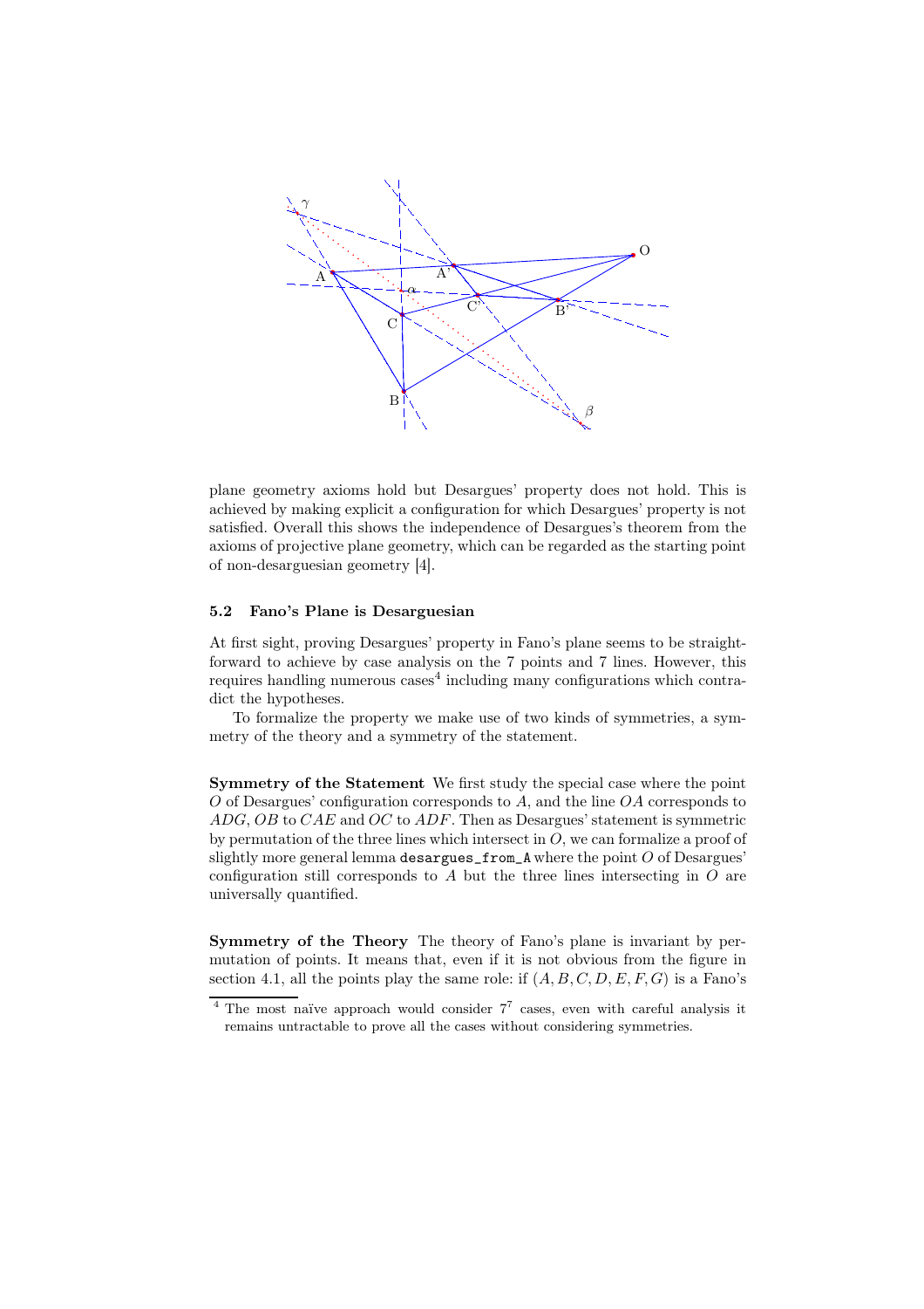plane geometry axioms hold but Desargues' property does not hold. This is achieved by making explicit a configuration for which Desargues' property is not satisfied. Overall this shows the independence of Desargues's theorem from the axioms of projective plane geometry, which can be regarded as the starting point of non-desarguesian geometry [4].

### 5.2 Fano's Plane is Desarguesian

At first sight, proving Desargues' property in Fano's plane seems to be straightforward to achieve by case analysis on the 7 points and 7 lines. However, this requires handling numerous cases[4] including many configurations which contradict the hypotheses.

To formalize the property we make use of two kinds of symmetries, a symmetry of the theory and a symmetry of the statement.

**Symmetry of the Statement** We first study the special case where the point $O$ of Desargues' configuration corresponds to $A$, and the line $OA$ corresponds to $ADG$, $OB$ to $CAE$ and $OC$ to $ADF$. Then as Desargues' statement is symmetric by permutation of the three lines which intersect in $O$, we can formalize a proof of slightly more general lemma `desargues_from_A` where the point $O$ of Desargues' configuration still corresponds to $A$ but the three lines intersecting in $O$ are universally quantified.

**Symmetry of the Theory** The theory of Fano's plane is invariant by permutation of points. It means that, even if it is not obvious from the figure in section 4.1, all the points play the same role: if $(A, B, C, D, E, F, G)$ is a Fano's

[4] The most naïve approach would consider $7^7$ cases, even with careful analysis it remains untractable to prove all the cases without considering symmetries.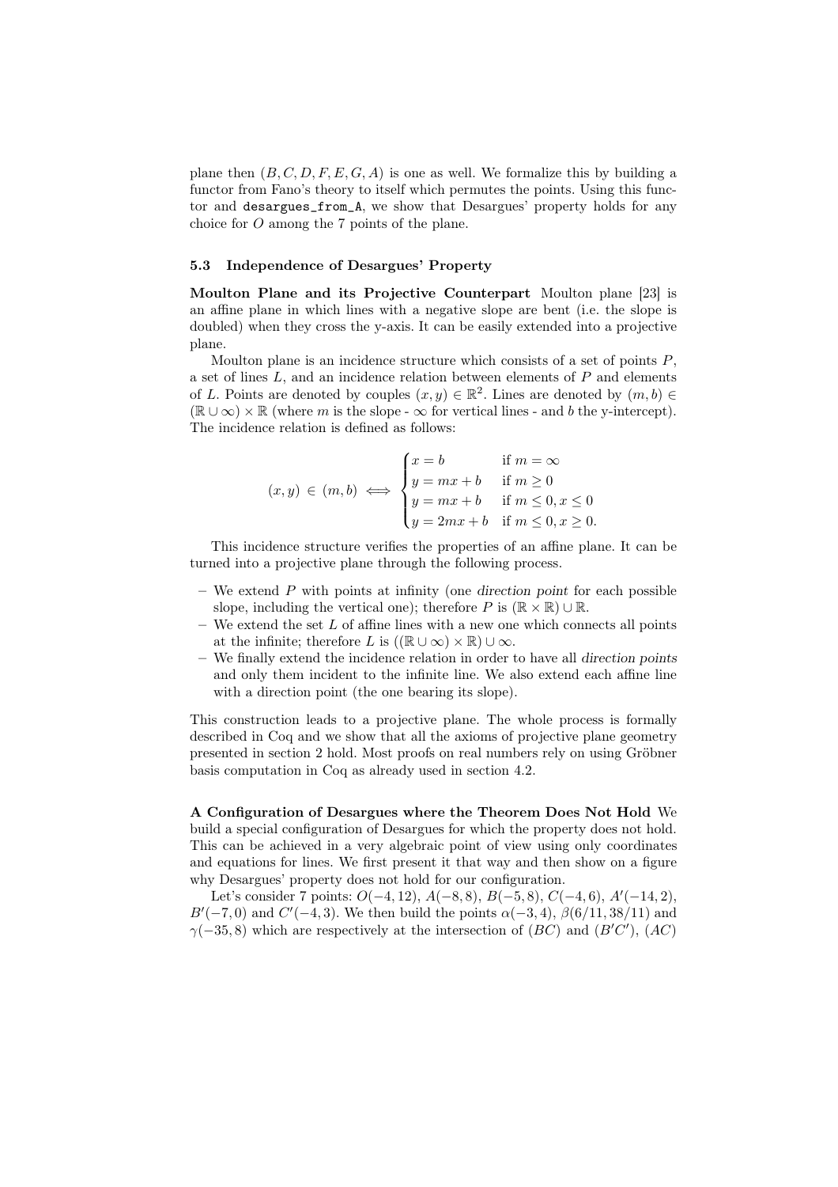plane then $(B, C, D, F, E, G, A)$ is one as well. We formalize this by building a functor from Fano's theory to itself which permutes the points. Using this functor and `desargues_from_A`, we show that Desargues' property holds for any choice for $O$ among the 7 points of the plane.

### 5.3 Independence of Desargues' Property

**Moulton Plane and its Projective Counterpart** Moulton plane [23] is an affine plane in which lines with a negative slope are bent (i.e. the slope is doubled) when they cross the y-axis. It can be easily extended into a projective plane.

Moulton plane is an incidence structure which consists of a set of points $P$, a set of lines $L$, and an incidence relation between elements of $P$ and elements of $L$. Points are denoted by couples $(x, y) \in \mathbb{R}^2$. Lines are denoted by $(m, b) \in (\mathbb{R} \cup \infty) \times \mathbb{R}$ (where $m$ is the slope - $\infty$ for vertical lines - and $b$ the y-intercept). The incidence relation is defined as follows:

$$(x, y) \in (m, b) \iff \begin{cases} x = b & \text{if } m = \infty \\ y = mx + b & \text{if } m \geq 0 \\ y = mx + b & \text{if } m \leq 0, x \leq 0 \\ y = 2mx + b & \text{if } m \leq 0, x \geq 0. \end{cases}$$

This incidence structure verifies the properties of an affine plane. It can be turned into a projective plane through the following process.

- We extend $P$ with points at infinity (one *direction point* for each possible slope, including the vertical one); therefore $P$ is $(\mathbb{R} \times \mathbb{R}) \cup \mathbb{R}$.
- We extend the set $L$ of affine lines with a new one which connects all points at the infinite; therefore $L$ is $((\mathbb{R} \cup \infty) \times \mathbb{R}) \cup \infty$.
- We finally extend the incidence relation in order to have all *direction points* and only them incident to the infinite line. We also extend each affine line with a direction point (the one bearing its slope).

This construction leads to a projective plane. The whole process is formally described in Coq and we show that all the axioms of projective plane geometry presented in section 2 hold. Most proofs on real numbers rely on using Gröbner basis computation in Coq as already used in section 4.2.

**A Configuration of Desargues where the Theorem Does Not Hold** We build a special configuration of Desargues for which the property does not hold. This can be achieved in a very algebraic point of view using only coordinates and equations for lines. We first present it that way and then show on a figure why Desargues' property does not hold for our configuration.

Let's consider 7 points: $O(-4, 12)$, $A(-8, 8)$, $B(-5, 8)$, $C(-4, 6)$, $A'(-14, 2)$, $B'(-7, 0)$ and $C'(-4, 3)$. We then build the points $\alpha(-3, 4)$, $\beta(6/11, 38/11)$ and $\gamma(-35, 8)$ which are respectively at the intersection of $(BC)$ and $(B'C')$, $(AC)$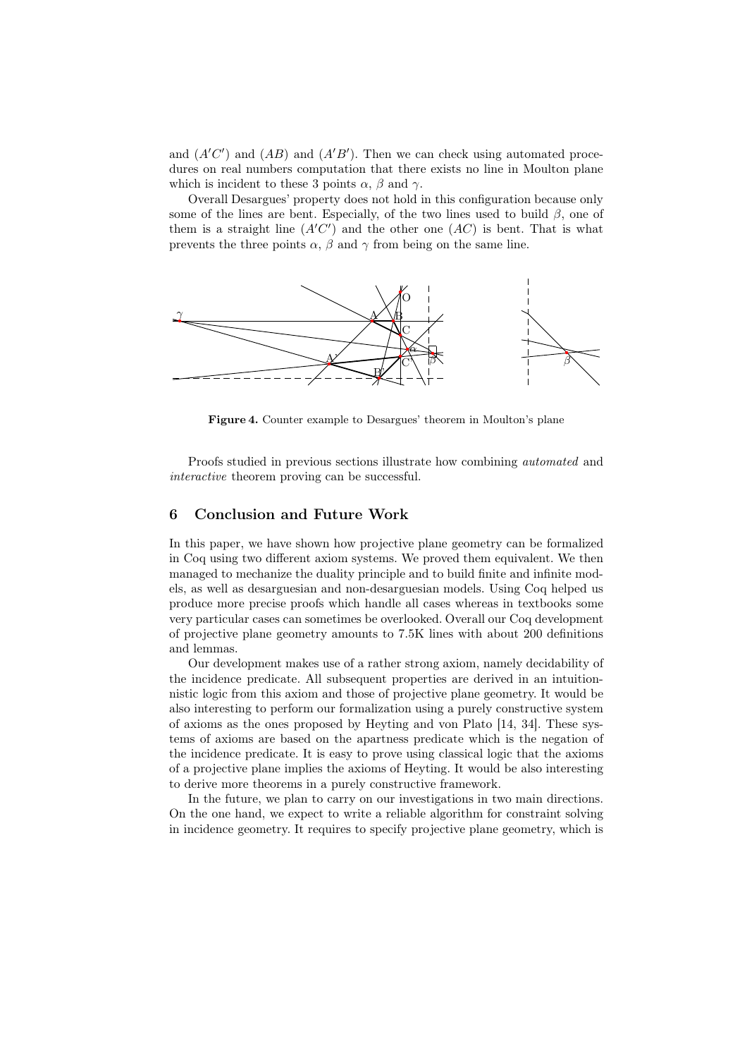and $(A'C')$ and $(AB)$ and $(A'B')$. Then we can check using automated procedures on real numbers computation that there exists no line in Moulton plane which is incident to these 3 points $\alpha$, $\beta$ and $\gamma$.

Overall Desargues' property does not hold in this configuration because only some of the lines are bent. Especially, of the two lines used to build $\beta$, one of them is a straight line $(A'C')$ and the other one $(AC)$ is bent. That is what prevents the three points $\alpha$, $\beta$ and $\gamma$ from being on the same line.

**Figure 4.** Counter example to Desargues' theorem in Moulton's plane

Proofs studied in previous sections illustrate how combining *automated* and *interactive* theorem proving can be successful.

## 6 Conclusion and Future Work

In this paper, we have shown how projective plane geometry can be formalized in Coq using two different axiom systems. We proved them equivalent. We then managed to mechanize the duality principle and to build finite and infinite models, as well as desarguesian and non-desarguesian models. Using Coq helped us produce more precise proofs which handle all cases whereas in textbooks some very particular cases can sometimes be overlooked. Overall our Coq development of projective plane geometry amounts to 7.5K lines with about 200 definitions and lemmas.

Our development makes use of a rather strong axiom, namely decidability of the incidence predicate. All subsequent properties are derived in an intuitionnistic logic from this axiom and those of projective plane geometry. It would be also interesting to perform our formalization using a purely constructive system of axioms as the ones proposed by Heyting and von Plato [14, 34]. These systems of axioms are based on the apartness predicate which is the negation of the incidence predicate. It is easy to prove using classical logic that the axioms of a projective plane implies the axioms of Heyting. It would be also interesting to derive more theorems in a purely constructive framework.

In the future, we plan to carry on our investigations in two main directions. On the one hand, we expect to write a reliable algorithm for constraint solving in incidence geometry. It requires to specify projective plane geometry, which is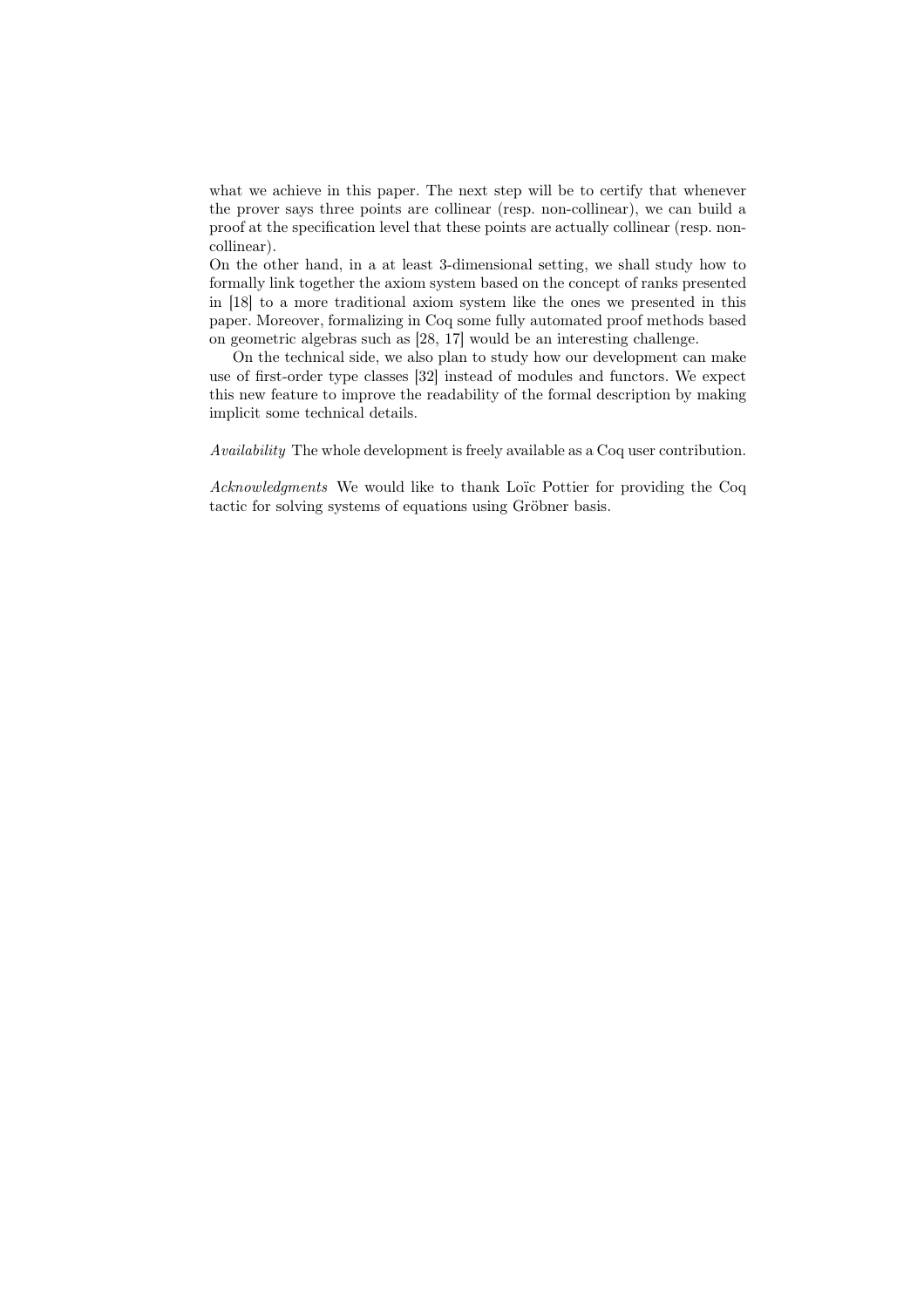what we achieve in this paper. The next step will be to certify that whenever the prover says three points are collinear (resp. non-collinear), we can build a proof at the specification level that these points are actually collinear (resp. non-collinear).
On the other hand, in a at least 3-dimensional setting, we shall study how to formally link together the axiom system based on the concept of ranks presented in [18] to a more traditional axiom system like the ones we presented in this paper. Moreover, formalizing in Coq some fully automated proof methods based on geometric algebras such as [28, 17] would be an interesting challenge.

On the technical side, we also plan to study how our development can make use of first-order type classes [32] instead of modules and functors. We expect this new feature to improve the readability of the formal description by making implicit some technical details.

*Availability* The whole development is freely available as a Coq user contribution.

*Acknowledgments* We would like to thank Loïc Pottier for providing the Coq tactic for solving systems of equations using Gröbner basis.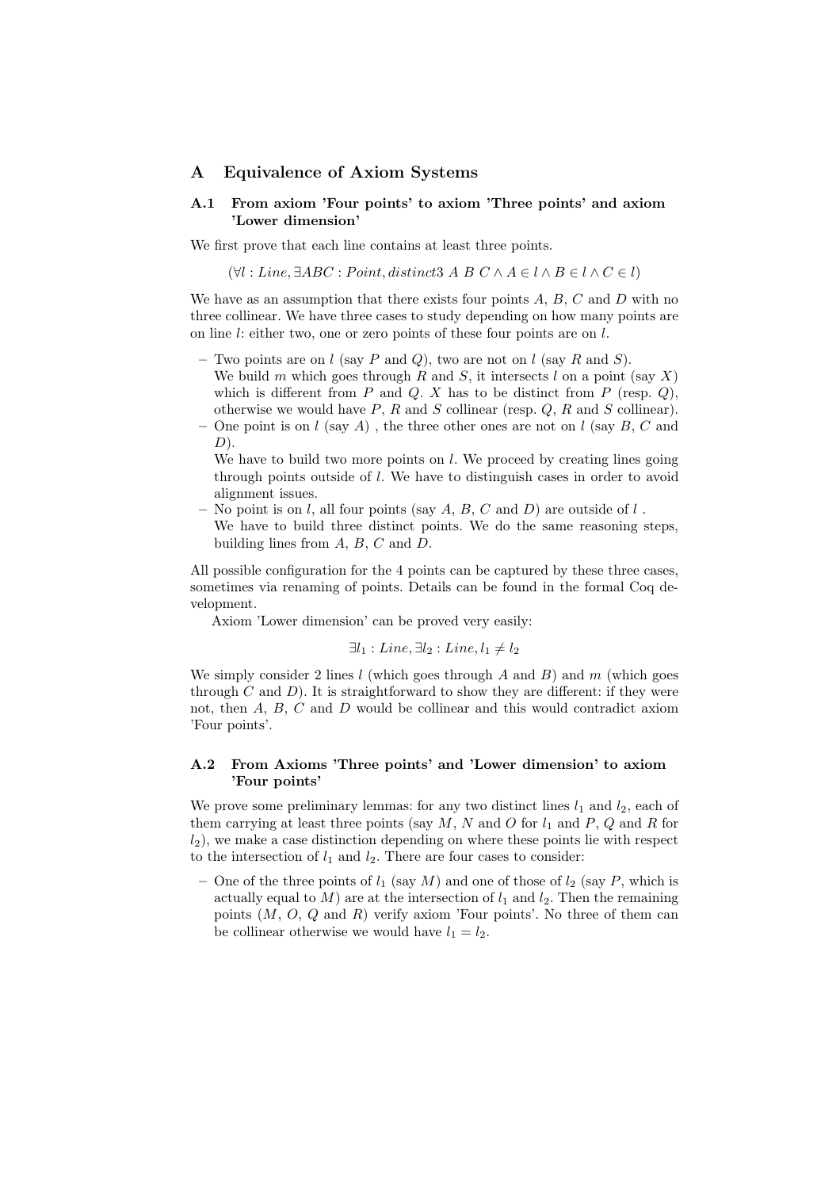# A Equivalence of Axiom Systems

## A.1 From axiom 'Four points' to axiom 'Three points' and axiom 'Lower dimension'

We first prove that each line contains at least three points.

$$(\forall l : Line, \exists ABC : Point, distinct3\ A\ B\ C \wedge A \in l \wedge B \in l \wedge C \in l)$$

We have as an assumption that there exists four points $A$, $B$, $C$ and $D$ with no three collinear. We have three cases to study depending on how many points are on line $l$: either two, one or zero points of these four points are on $l$.

- Two points are on $l$ (say $P$ and $Q$), two are not on $l$ (say $R$ and $S$).
  We build $m$ which goes through $R$ and $S$, it intersects $l$ on a point (say $X$) which is different from $P$ and $Q$. $X$ has to be distinct from $P$ (resp. $Q$), otherwise we would have $P$, $R$ and $S$ collinear (resp. $Q$, $R$ and $S$ collinear).
- One point is on $l$ (say $A$) , the three other ones are not on $l$ (say $B$, $C$ and $D$).
  We have to build two more points on $l$. We proceed by creating lines going through points outside of $l$. We have to distinguish cases in order to avoid alignment issues.
- No point is on $l$, all four points (say $A$, $B$, $C$ and $D$) are outside of $l$ .
  We have to build three distinct points. We do the same reasoning steps, building lines from $A$, $B$, $C$ and $D$.

All possible configuration for the 4 points can be captured by these three cases, sometimes via renaming of points. Details can be found in the formal Coq development.

Axiom 'Lower dimension' can be proved very easily:

$$\exists l_1 : Line, \exists l_2 : Line, l_1 \neq l_2$$

We simply consider 2 lines $l$ (which goes through $A$ and $B$) and $m$ (which goes through $C$ and $D$). It is straightforward to show they are different: if they were not, then $A$, $B$, $C$ and $D$ would be collinear and this would contradict axiom 'Four points'.

## A.2 From Axioms 'Three points' and 'Lower dimension' to axiom 'Four points'

We prove some preliminary lemmas: for any two distinct lines $l_1$ and $l_2$, each of them carrying at least three points (say $M$, $N$ and $O$ for $l_1$ and $P$, $Q$ and $R$ for $l_2$), we make a case distinction depending on where these points lie with respect to the intersection of $l_1$ and $l_2$. There are four cases to consider:

- One of the three points of $l_1$ (say $M$) and one of those of $l_2$ (say $P$, which is actually equal to $M$) are at the intersection of $l_1$ and $l_2$. Then the remaining points ($M$, $O$, $Q$ and $R$) verify axiom 'Four points'. No three of them can be collinear otherwise we would have $l_1 = l_2$.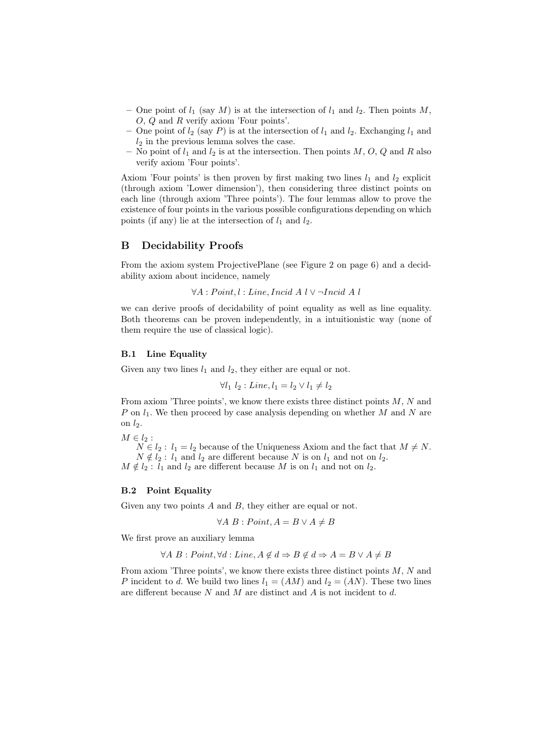– One point of $l_1$ (say $M$) is at the intersection of $l_1$ and $l_2$. Then points $M$, $O$, $Q$ and $R$ verify axiom 'Four points'.
– One point of $l_2$ (say $P$) is at the intersection of $l_1$ and $l_2$. Exchanging $l_1$ and $l_2$ in the previous lemma solves the case.
– No point of $l_1$ and $l_2$ is at the intersection. Then points $M$, $O$, $Q$ and $R$ also verify axiom 'Four points'.

Axiom 'Four points' is then proven by first making two lines $l_1$ and $l_2$ explicit (through axiom 'Lower dimension'), then considering three distinct points on each line (through axiom 'Three points'). The four lemmas allow to prove the existence of four points in the various possible configurations depending on which points (if any) lie at the intersection of $l_1$ and $l_2$.

## B Decidability Proofs

From the axiom system ProjectivePlane (see Figure 2 on page 6) and a decidability axiom about incidence, namely

$$\forall A : Point, l : Line, Incid\ A\ l \vee \neg Incid\ A\ l$$

we can derive proofs of decidability of point equality as well as line equality. Both theorems can be proven independently, in a intuitionistic way (none of them require the use of classical logic).

### B.1 Line Equality

Given any two lines $l_1$ and $l_2$, they either are equal or not.

$$\forall l_1\ l_2 : Line, l_1 = l_2 \vee l_1 \neq l_2$$

From axiom 'Three points', we know there exists three distinct points $M$, $N$ and $P$ on $l_1$. We then proceed by case analysis depending on whether $M$ and $N$ are on $l_2$.

$M \in l_2$ :
  $N \in l_2$ : $l_1 = l_2$ because of the Uniqueness Axiom and the fact that $M \neq N$.
  $N \notin l_2$ : $l_1$ and $l_2$ are different because $N$ is on $l_1$ and not on $l_2$.
$M \notin l_2$ : $l_1$ and $l_2$ are different because $M$ is on $l_1$ and not on $l_2$.

### B.2 Point Equality

Given any two points $A$ and $B$, they either are equal or not.

$$\forall A\ B : Point, A = B \vee A \neq B$$

We first prove an auxiliary lemma

$$\forall A\ B : Point, \forall d : Line, A \notin d \Rightarrow B \notin d \Rightarrow A = B \vee A \neq B$$

From axiom 'Three points', we know there exists three distinct points $M$, $N$ and $P$ incident to $d$. We build two lines $l_1 = (AM)$ and $l_2 = (AN)$. These two lines are different because $N$ and $M$ are distinct and $A$ is not incident to $d$.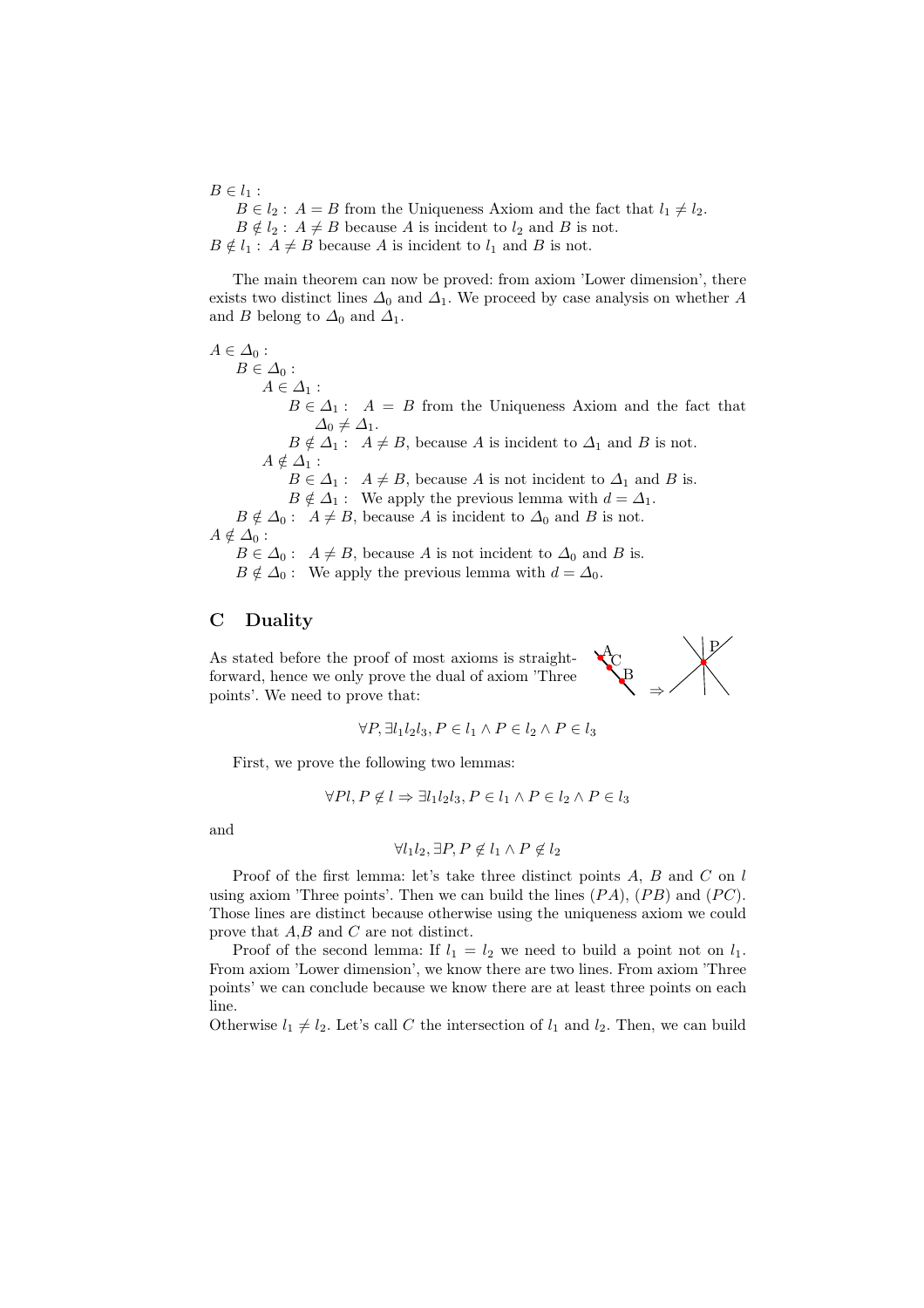$B \in l_1$ :

- $B \in l_2$ : $A = B$ from the Uniqueness Axiom and the fact that $l_1 \neq l_2$.
- $B \notin l_2$ : $A \neq B$ because $A$ is incident to $l_2$ and $B$ is not.

$B \notin l_1$ : $A \neq B$ because $A$ is incident to $l_1$ and $B$ is not.

The main theorem can now be proved: from axiom 'Lower dimension', there exists two distinct lines $\Delta_0$ and $\Delta_1$. We proceed by case analysis on whether $A$ and $B$ belong to $\Delta_0$ and $\Delta_1$.

$A \in \Delta_0$ :

- $B \in \Delta_0$ :
  - $A \in \Delta_1$ :
    - $B \in \Delta_1$ : $A = B$ from the Uniqueness Axiom and the fact that $\Delta_0 \neq \Delta_1$.
    - $B \notin \Delta_1$ : $A \neq B$, because $A$ is incident to $\Delta_1$ and $B$ is not.
  - $A \notin \Delta_1$ :
    - $B \in \Delta_1$ : $A \neq B$, because $A$ is not incident to $\Delta_1$ and $B$ is.
    - $B \notin \Delta_1$ : We apply the previous lemma with $d = \Delta_1$.
- $B \notin \Delta_0$ : $A \neq B$, because $A$ is incident to $\Delta_0$ and $B$ is not.

$A \notin \Delta_0$ :

- $B \in \Delta_0$ : $A \neq B$, because $A$ is not incident to $\Delta_0$ and $B$ is.
- $B \notin \Delta_0$ : We apply the previous lemma with $d = \Delta_0$.

## C Duality

As stated before the proof of most axioms is straightforward, hence we only prove the dual of axiom 'Three points'. We need to prove that:

$$\forall P, \exists l_1 l_2 l_3, P \in l_1 \wedge P \in l_2 \wedge P \in l_3$$

First, we prove the following two lemmas:

$$\forall P l, P \notin l \Rightarrow \exists l_1 l_2 l_3, P \in l_1 \wedge P \in l_2 \wedge P \in l_3$$

and

$$\forall l_1 l_2, \exists P, P \notin l_1 \wedge P \notin l_2$$

Proof of the first lemma: let's take three distinct points $A$, $B$ and $C$ on $l$ using axiom 'Three points'. Then we can build the lines $(PA)$, $(PB)$ and $(PC)$. Those lines are distinct because otherwise using the uniqueness axiom we could prove that $A$,$B$ and $C$ are not distinct.

Proof of the second lemma: If $l_1 = l_2$ we need to build a point not on $l_1$. From axiom 'Lower dimension', we know there are two lines. From axiom 'Three points' we can conclude because we know there are at least three points on each line.
Otherwise $l_1 \neq l_2$. Let's call $C$ the intersection of $l_1$ and $l_2$. Then, we can build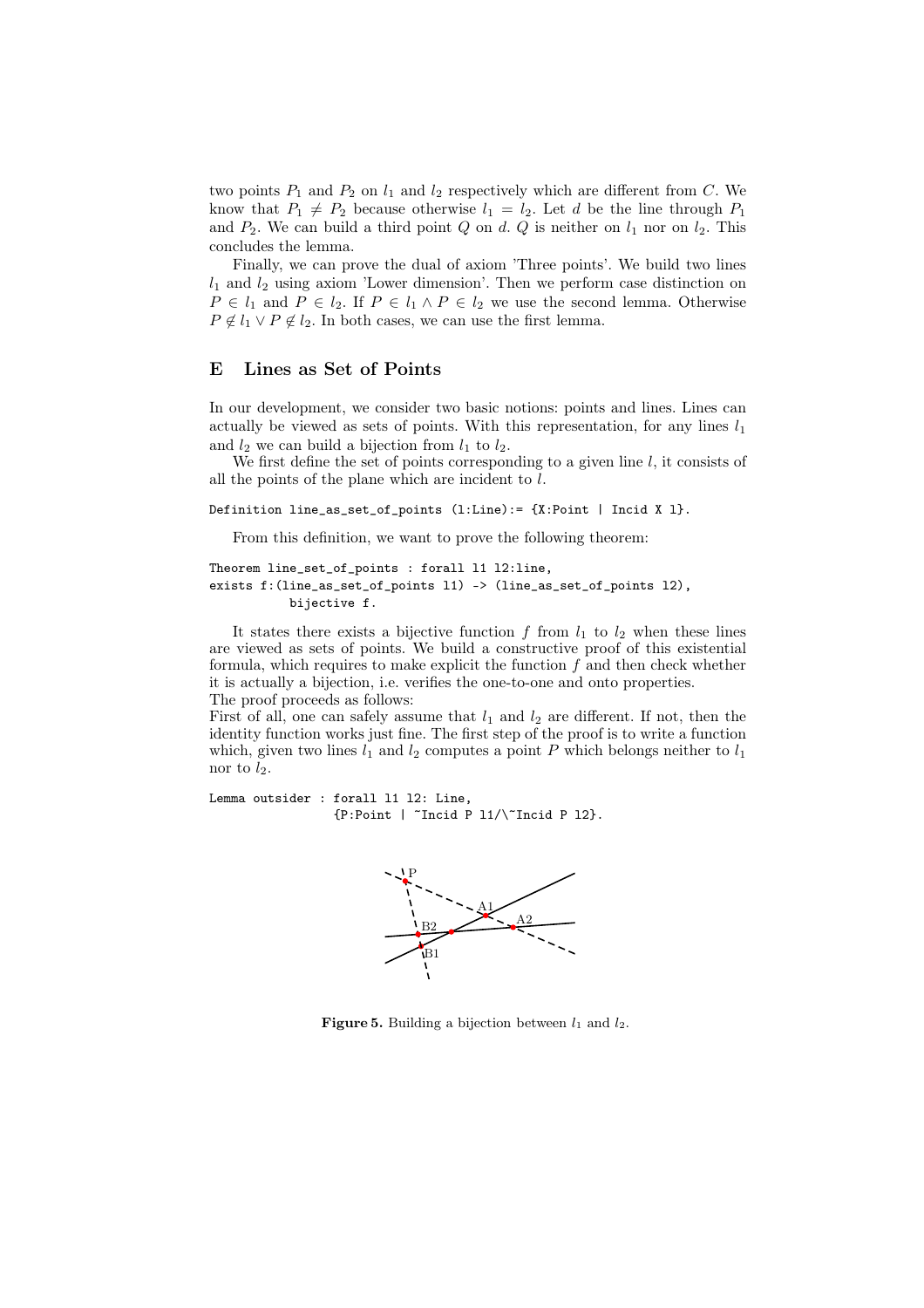two points $P_1$ and $P_2$ on $l_1$ and $l_2$ respectively which are different from $C$. We know that $P_1 \neq P_2$ because otherwise $l_1 = l_2$. Let $d$ be the line through $P_1$ and $P_2$. We can build a third point $Q$ on $d$. $Q$ is neither on $l_1$ nor on $l_2$. This concludes the lemma.

Finally, we can prove the dual of axiom 'Three points'. We build two lines $l_1$ and $l_2$ using axiom 'Lower dimension'. Then we perform case distinction on $P \in l_1$ and $P \in l_2$. If $P \in l_1 \wedge P \in l_2$ we use the second lemma. Otherwise $P \notin l_1 \vee P \notin l_2$. In both cases, we can use the first lemma.

## E Lines as Set of Points

In our development, we consider two basic notions: points and lines. Lines can actually be viewed as sets of points. With this representation, for any lines $l_1$ and $l_2$ we can build a bijection from $l_1$ to $l_2$.

We first define the set of points corresponding to a given line $l$, it consists of all the points of the plane which are incident to $l$.

```
Definition line_as_set_of_points (l:Line):= {X:Point | Incid X l}.
```

From this definition, we want to prove the following theorem:

```
Theorem line_set_of_points : forall l1 l2:line,
exists f:(line_as_set_of_points l1) -> (line_as_set_of_points l2),
          bijective f.
```

It states there exists a bijective function $f$ from $l_1$ to $l_2$ when these lines are viewed as sets of points. We build a constructive proof of this existential formula, which requires to make explicit the function $f$ and then check whether it is actually a bijection, i.e. verifies the one-to-one and onto properties.
The proof proceeds as follows:
First of all, one can safely assume that $l_1$ and $l_2$ are different. If not, then the identity function works just fine. The first step of the proof is to write a function which, given two lines $l_1$ and $l_2$ computes a point $P$ which belongs neither to $l_1$ nor to $l_2$.

```
Lemma outsider : forall l1 l2: Line,
                 {P:Point | ~Incid P l1/\~Incid P l2}.
```

**Figure 5.** Building a bijection between $l_1$ and $l_2$.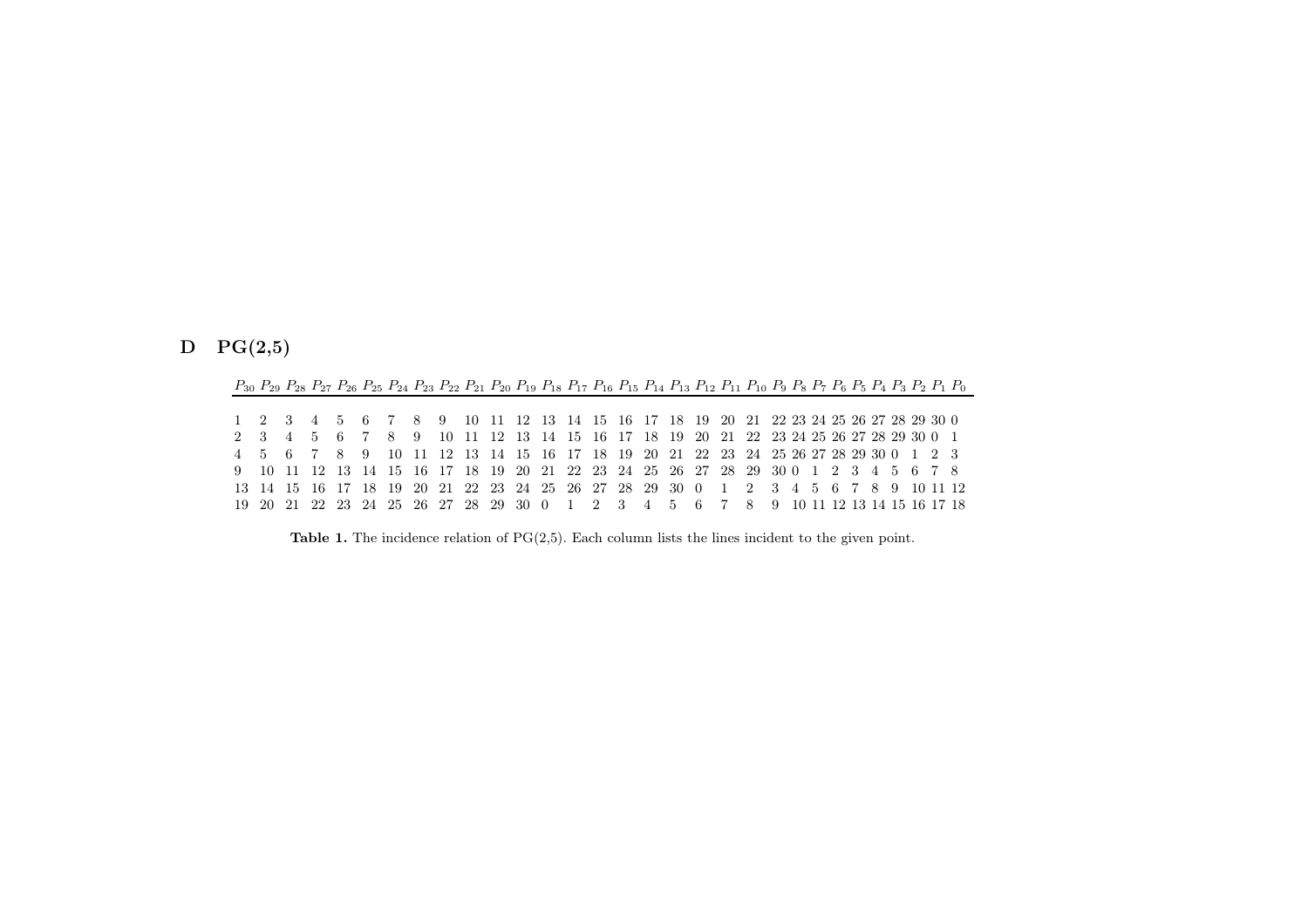# D PG(2,5)

| $P_{30}$ | $P_{29}$ | $P_{28}$ | $P_{27}$ | $P_{26}$ | $P_{25}$ | $P_{24}$ | $P_{23}$ | $P_{22}$ | $P_{21}$ | $P_{20}$ | $P_{19}$ | $P_{18}$ | $P_{17}$ | $P_{16}$ | $P_{15}$ | $P_{14}$ | $P_{13}$ | $P_{12}$ | $P_{11}$ | $P_{10}$ | $P_9$ | $P_8$ | $P_7$ | $P_6$ | $P_5$ | $P_4$ | $P_3$ | $P_2$ | $P_1$ | $P_0$ |
|---|---|---|---|---|---|---|---|---|---|---|---|---|---|---|---|---|---|---|---|---|---|---|---|---|---|---|---|---|---|---|
| 1 | 2 | 3 | 4 | 5 | 6 | 7 | 8 | 9 | 10 | 11 | 12 | 13 | 14 | 15 | 16 | 17 | 18 | 19 | 20 | 21 | 22 | 23 | 24 | 25 | 26 | 27 | 28 | 29 | 30 | 0 |
| 2 | 3 | 4 | 5 | 6 | 7 | 8 | 9 | 10 | 11 | 12 | 13 | 14 | 15 | 16 | 17 | 18 | 19 | 20 | 21 | 22 | 23 | 24 | 25 | 26 | 27 | 28 | 29 | 30 | 0 | 1 |
| 4 | 5 | 6 | 7 | 8 | 9 | 10 | 11 | 12 | 13 | 14 | 15 | 16 | 17 | 18 | 19 | 20 | 21 | 22 | 23 | 24 | 25 | 26 | 27 | 28 | 29 | 30 | 0 | 1 | 2 | 3 |
| 9 | 10 | 11 | 12 | 13 | 14 | 15 | 16 | 17 | 18 | 19 | 20 | 21 | 22 | 23 | 24 | 25 | 26 | 27 | 28 | 29 | 30 | 0 | 1 | 2 | 3 | 4 | 5 | 6 | 7 | 8 |
| 13 | 14 | 15 | 16 | 17 | 18 | 19 | 20 | 21 | 22 | 23 | 24 | 25 | 26 | 27 | 28 | 29 | 30 | 0 | 1 | 2 | 3 | 4 | 5 | 6 | 7 | 8 | 9 | 10 | 11 | 12 |
| 19 | 20 | 21 | 22 | 23 | 24 | 25 | 26 | 27 | 28 | 29 | 30 | 0 | 1 | 2 | 3 | 4 | 5 | 6 | 7 | 8 | 9 | 10 | 11 | 12 | 13 | 14 | 15 | 16 | 17 | 18 |

**Table 1.** The incidence relation of PG(2,5). Each column lists the lines incident to the given point.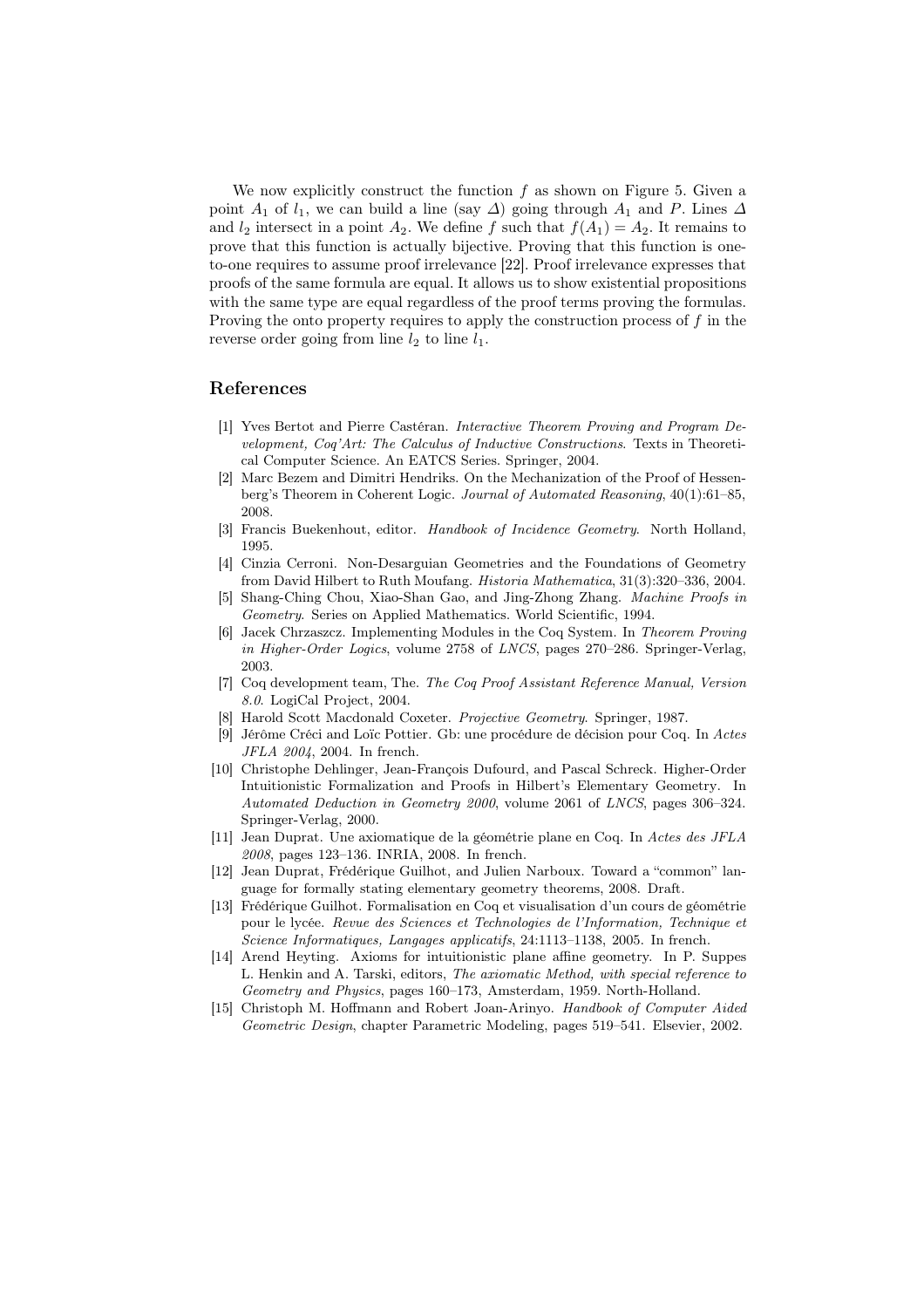We now explicitly construct the function $f$ as shown on Figure 5. Given a point $A_1$ of $l_1$, we can build a line (say $\Delta$) going through $A_1$ and $P$. Lines $\Delta$ and $l_2$ intersect in a point $A_2$. We define $f$ such that $f(A_1) = A_2$. It remains to prove that this function is actually bijective. Proving that this function is one-to-one requires to assume proof irrelevance [22]. Proof irrelevance expresses that proofs of the same formula are equal. It allows us to show existential propositions with the same type are equal regardless of the proof terms proving the formulas. Proving the onto property requires to apply the construction process of $f$ in the reverse order going from line $l_2$ to line $l_1$.

## References

[1] Yves Bertot and Pierre Castéran. *Interactive Theorem Proving and Program Development, Coq'Art: The Calculus of Inductive Constructions*. Texts in Theoretical Computer Science. An EATCS Series. Springer, 2004.

[2] Marc Bezem and Dimitri Hendriks. On the Mechanization of the Proof of Hessenberg's Theorem in Coherent Logic. *Journal of Automated Reasoning*, 40(1):61–85, 2008.

[3] Francis Buekenhout, editor. *Handbook of Incidence Geometry*. North Holland, 1995.

[4] Cinzia Cerroni. Non-Desarguian Geometries and the Foundations of Geometry from David Hilbert to Ruth Moufang. *Historia Mathematica*, 31(3):320–336, 2004.

[5] Shang-Ching Chou, Xiao-Shan Gao, and Jing-Zhong Zhang. *Machine Proofs in Geometry*. Series on Applied Mathematics. World Scientific, 1994.

[6] Jacek Chrzaszcz. Implementing Modules in the Coq System. In *Theorem Proving in Higher-Order Logics*, volume 2758 of *LNCS*, pages 270–286. Springer-Verlag, 2003.

[7] Coq development team, The. *The Coq Proof Assistant Reference Manual, Version 8.0*. LogiCal Project, 2004.

[8] Harold Scott Macdonald Coxeter. *Projective Geometry*. Springer, 1987.

[9] Jérôme Créci and Loïc Pottier. Gb: une procédure de décision pour Coq. In *Actes JFLA 2004*, 2004. In french.

[10] Christophe Dehlinger, Jean-François Dufourd, and Pascal Schreck. Higher-Order Intuitionistic Formalization and Proofs in Hilbert's Elementary Geometry. In *Automated Deduction in Geometry 2000*, volume 2061 of *LNCS*, pages 306–324. Springer-Verlag, 2000.

[11] Jean Duprat. Une axiomatique de la géométrie plane en Coq. In *Actes des JFLA 2008*, pages 123–136. INRIA, 2008. In french.

[12] Jean Duprat, Frédérique Guilhot, and Julien Narboux. Toward a "common" language for formally stating elementary geometry theorems, 2008. Draft.

[13] Frédérique Guilhot. Formalisation en Coq et visualisation d'un cours de géométrie pour le lycée. *Revue des Sciences et Technologies de l'Information, Technique et Science Informatiques, Langages applicatifs*, 24:1113–1138, 2005. In french.

[14] Arend Heyting. Axioms for intuitionistic plane affine geometry. In P. Suppes L. Henkin and A. Tarski, editors, *The axiomatic Method, with special reference to Geometry and Physics*, pages 160–173, Amsterdam, 1959. North-Holland.

[15] Christoph M. Hoffmann and Robert Joan-Arinyo. *Handbook of Computer Aided Geometric Design*, chapter Parametric Modeling, pages 519–541. Elsevier, 2002.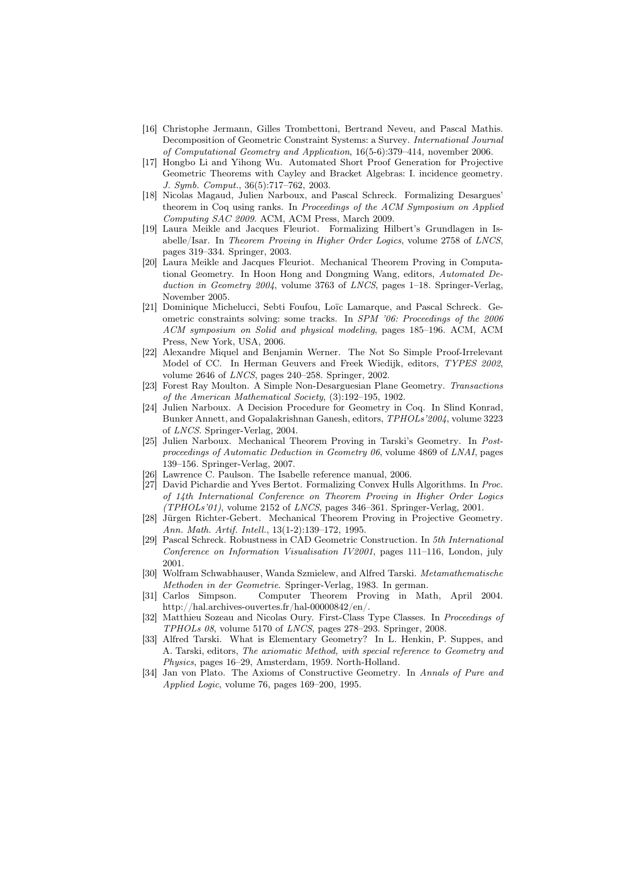[16] Christophe Jermann, Gilles Trombettoni, Bertrand Neveu, and Pascal Mathis. Decomposition of Geometric Constraint Systems: a Survey. *International Journal of Computational Geometry and Application*, 16(5-6):379–414, november 2006.

[17] Hongbo Li and Yihong Wu. Automated Short Proof Generation for Projective Geometric Theorems with Cayley and Bracket Algebras: I. incidence geometry. *J. Symb. Comput.*, 36(5):717–762, 2003.

[18] Nicolas Magaud, Julien Narboux, and Pascal Schreck. Formalizing Desargues' theorem in Coq using ranks. In *Proceedings of the ACM Symposium on Applied Computing SAC 2009*. ACM, ACM Press, March 2009.

[19] Laura Meikle and Jacques Fleuriot. Formalizing Hilbert's Grundlagen in Isabelle/Isar. In *Theorem Proving in Higher Order Logics*, volume 2758 of *LNCS*, pages 319–334. Springer, 2003.

[20] Laura Meikle and Jacques Fleuriot. Mechanical Theorem Proving in Computational Geometry. In Hoon Hong and Dongming Wang, editors, *Automated Deduction in Geometry 2004*, volume 3763 of *LNCS*, pages 1–18. Springer-Verlag, November 2005.

[21] Dominique Michelucci, Sebti Foufou, Loïc Lamarque, and Pascal Schreck. Geometric constraints solving: some tracks. In *SPM '06: Proceedings of the 2006 ACM symposium on Solid and physical modeling*, pages 185–196. ACM, ACM Press, New York, USA, 2006.

[22] Alexandre Miquel and Benjamin Werner. The Not So Simple Proof-Irrelevant Model of CC. In Herman Geuvers and Freek Wiedijk, editors, *TYPES 2002*, volume 2646 of *LNCS*, pages 240–258. Springer, 2002.

[23] Forest Ray Moulton. A Simple Non-Desarguesian Plane Geometry. *Transactions of the American Mathematical Society*, (3):192–195, 1902.

[24] Julien Narboux. A Decision Procedure for Geometry in Coq. In Slind Konrad, Bunker Annett, and Gopalakrishnan Ganesh, editors, *TPHOLs'2004*, volume 3223 of *LNCS*. Springer-Verlag, 2004.

[25] Julien Narboux. Mechanical Theorem Proving in Tarski's Geometry. In *Post-proceedings of Automatic Deduction in Geometry 06*, volume 4869 of *LNAI*, pages 139–156. Springer-Verlag, 2007.

[26] Lawrence C. Paulson. The Isabelle reference manual, 2006.

[27] David Pichardie and Yves Bertot. Formalizing Convex Hulls Algorithms. In *Proc. of 14th International Conference on Theorem Proving in Higher Order Logics (TPHOLs'01)*, volume 2152 of *LNCS*, pages 346–361. Springer-Verlag, 2001.

[28] Jürgen Richter-Gebert. Mechanical Theorem Proving in Projective Geometry. *Ann. Math. Artif. Intell.*, 13(1-2):139–172, 1995.

[29] Pascal Schreck. Robustness in CAD Geometric Construction. In *5th International Conference on Information Visualisation IV2001*, pages 111–116, London, july 2001.

[30] Wolfram Schwabhauser, Wanda Szmielew, and Alfred Tarski. *Metamathematische Methoden in der Geometrie*. Springer-Verlag, 1983. In german.

[31] Carlos Simpson. Computer Theorem Proving in Math, April 2004. http://hal.archives-ouvertes.fr/hal-00000842/en/.

[32] Matthieu Sozeau and Nicolas Oury. First-Class Type Classes. In *Proceedings of TPHOLs 08*, volume 5170 of *LNCS*, pages 278–293. Springer, 2008.

[33] Alfred Tarski. What is Elementary Geometry? In L. Henkin, P. Suppes, and A. Tarski, editors, *The axiomatic Method, with special reference to Geometry and Physics*, pages 16–29, Amsterdam, 1959. North-Holland.

[34] Jan von Plato. The Axioms of Constructive Geometry. In *Annals of Pure and Applied Logic*, volume 76, pages 169–200, 1995.